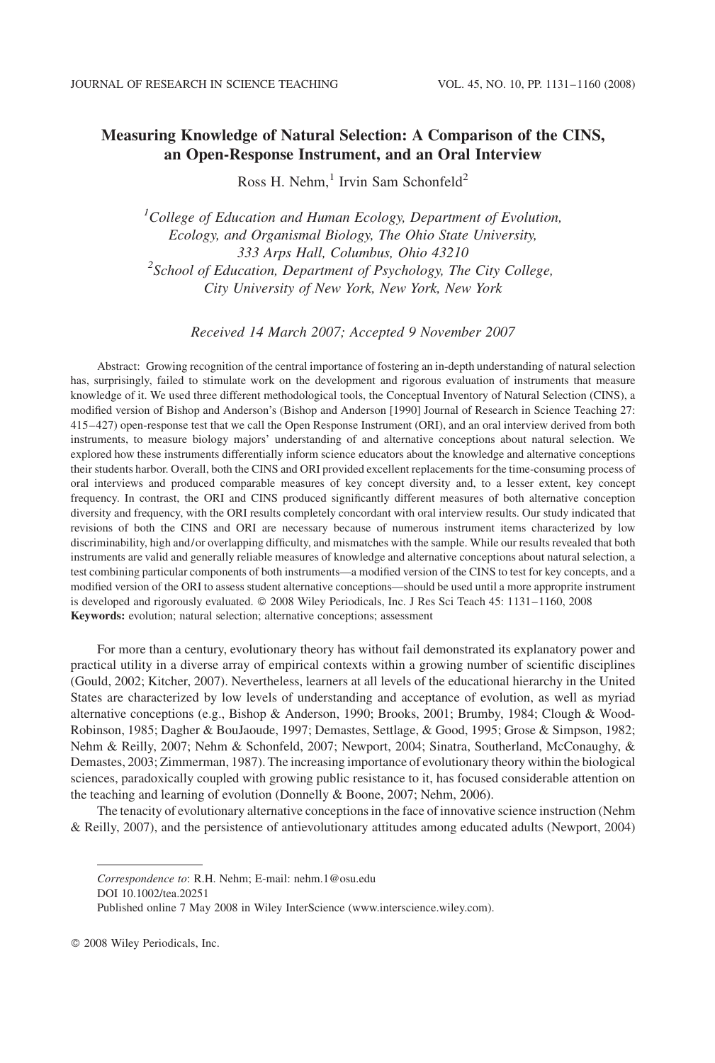# Measuring Knowledge of Natural Selection: A Comparison of the CINS, an Open-Response Instrument, and an Oral Interview

Ross H. Nehm,[1] Irvin Sam Schonfeld[2]

[1]*College of Education and Human Ecology, Department of Evolution, Ecology, and Organismal Biology, The Ohio State University, 333 Arps Hall, Columbus, Ohio 43210*

[2]*School of Education, Department of Psychology, The City College, City University of New York, New York, New York*

*Received 14 March 2007; Accepted 9 November 2007*

Abstract: Growing recognition of the central importance of fostering an in-depth understanding of natural selection has, surprisingly, failed to stimulate work on the development and rigorous evaluation of instruments that measure knowledge of it. We used three different methodological tools, the Conceptual Inventory of Natural Selection (CINS), a modified version of Bishop and Anderson's (Bishop and Anderson [1990] Journal of Research in Science Teaching 27: 415–427) open-response test that we call the Open Response Instrument (ORI), and an oral interview derived from both instruments, to measure biology majors' understanding of and alternative conceptions about natural selection. We explored how these instruments differentially inform science educators about the knowledge and alternative conceptions their students harbor. Overall, both the CINS and ORI provided excellent replacements for the time-consuming process of oral interviews and produced comparable measures of key concept diversity and, to a lesser extent, key concept frequency. In contrast, the ORI and CINS produced significantly different measures of both alternative conception diversity and frequency, with the ORI results completely concordant with oral interview results. Our study indicated that revisions of both the CINS and ORI are necessary because of numerous instrument items characterized by low discriminability, high and/or overlapping difficulty, and mismatches with the sample. While our results revealed that both instruments are valid and generally reliable measures of knowledge and alternative conceptions about natural selection, a test combining particular components of both instruments—a modified version of the CINS to test for key concepts, and a modified version of the ORI to assess student alternative conceptions—should be used until a more appropprite instrument is developed and rigorously evaluated. © 2008 Wiley Periodicals, Inc. J Res Sci Teach 45: 1131–1160, 2008

**Keywords:** evolution; natural selection; alternative conceptions; assessment

For more than a century, evolutionary theory has without fail demonstrated its explanatory power and practical utility in a diverse array of empirical contexts within a growing number of scientific disciplines (Gould, 2002; Kitcher, 2007). Nevertheless, learners at all levels of the educational hierarchy in the United States are characterized by low levels of understanding and acceptance of evolution, as well as myriad alternative conceptions (e.g., Bishop & Anderson, 1990; Brooks, 2001; Brumby, 1984; Clough & Wood-Robinson, 1985; Dagher & BouJaoude, 1997; Demastes, Settlage, & Good, 1995; Grose & Simpson, 1982; Nehm & Reilly, 2007; Nehm & Schonfeld, 2007; Newport, 2004; Sinatra, Southerland, McConaughy, & Demastes, 2003; Zimmerman, 1987). The increasing importance of evolutionary theory within the biological sciences, paradoxically coupled with growing public resistance to it, has focused considerable attention on the teaching and learning of evolution (Donnelly & Boone, 2007; Nehm, 2006).

The tenacity of evolutionary alternative conceptions in the face of innovative science instruction (Nehm & Reilly, 2007), and the persistence of antievolutionary attitudes among educated adults (Newport, 2004)

---

*Correspondence to*: R.H. Nehm; E-mail: nehm.1@osu.edu

DOI 10.1002/tea.20251

Published online 7 May 2008 in Wiley InterScience (www.interscience.wiley.com).

© 2008 Wiley Periodicals, Inc.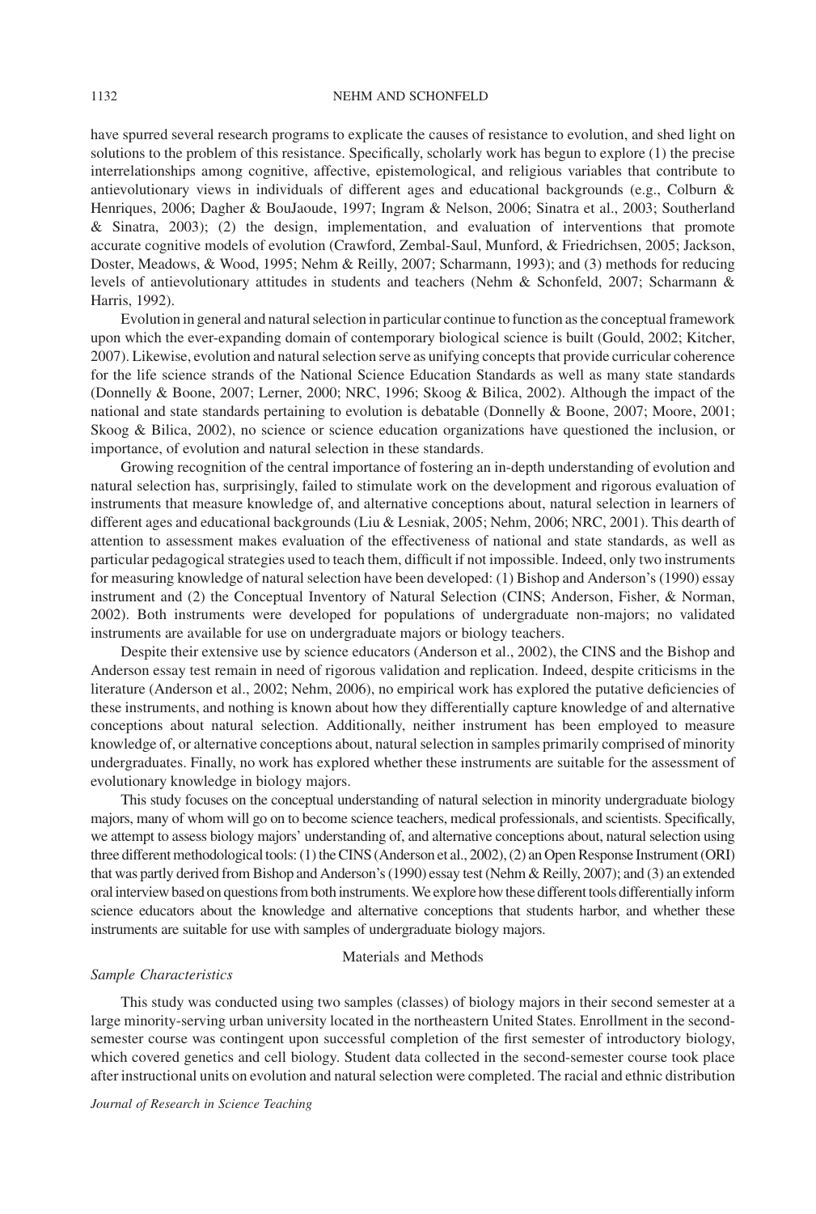have spurred several research programs to explicate the causes of resistance to evolution, and shed light on solutions to the problem of this resistance. Specifically, scholarly work has begun to explore (1) the precise interrelationships among cognitive, affective, epistemological, and religious variables that contribute to antievolutionary views in individuals of different ages and educational backgrounds (e.g., Colburn & Henriques, 2006; Dagher & BouJaoude, 1997; Ingram & Nelson, 2006; Sinatra et al., 2003; Southerland & Sinatra, 2003); (2) the design, implementation, and evaluation of interventions that promote accurate cognitive models of evolution (Crawford, Zembal-Saul, Munford, & Friedrichsen, 2005; Jackson, Doster, Meadows, & Wood, 1995; Nehm & Reilly, 2007; Scharmann, 1993); and (3) methods for reducing levels of antievolutionary attitudes in students and teachers (Nehm & Schonfeld, 2007; Scharmann & Harris, 1992).

Evolution in general and natural selection in particular continue to function as the conceptual framework upon which the ever-expanding domain of contemporary biological science is built (Gould, 2002; Kitcher, 2007). Likewise, evolution and natural selection serve as unifying concepts that provide curricular coherence for the life science strands of the National Science Education Standards as well as many state standards (Donnelly & Boone, 2007; Lerner, 2000; NRC, 1996; Skoog & Bilica, 2002). Although the impact of the national and state standards pertaining to evolution is debatable (Donnelly & Boone, 2007; Moore, 2001; Skoog & Bilica, 2002), no science or science education organizations have questioned the inclusion, or importance, of evolution and natural selection in these standards.

Growing recognition of the central importance of fostering an in-depth understanding of evolution and natural selection has, surprisingly, failed to stimulate work on the development and rigorous evaluation of instruments that measure knowledge of, and alternative conceptions about, natural selection in learners of different ages and educational backgrounds (Liu & Lesniak, 2005; Nehm, 2006; NRC, 2001). This dearth of attention to assessment makes evaluation of the effectiveness of national and state standards, as well as particular pedagogical strategies used to teach them, difficult if not impossible. Indeed, only two instruments for measuring knowledge of natural selection have been developed: (1) Bishop and Anderson's (1990) essay instrument and (2) the Conceptual Inventory of Natural Selection (CINS; Anderson, Fisher, & Norman, 2002). Both instruments were developed for populations of undergraduate non-majors; no validated instruments are available for use on undergraduate majors or biology teachers.

Despite their extensive use by science educators (Anderson et al., 2002), the CINS and the Bishop and Anderson essay test remain in need of rigorous validation and replication. Indeed, despite criticisms in the literature (Anderson et al., 2002; Nehm, 2006), no empirical work has explored the putative deficiencies of these instruments, and nothing is known about how they differentially capture knowledge of and alternative conceptions about natural selection. Additionally, neither instrument has been employed to measure knowledge of, or alternative conceptions about, natural selection in samples primarily comprised of minority undergraduates. Finally, no work has explored whether these instruments are suitable for the assessment of evolutionary knowledge in biology majors.

This study focuses on the conceptual understanding of natural selection in minority undergraduate biology majors, many of whom will go on to become science teachers, medical professionals, and scientists. Specifically, we attempt to assess biology majors' understanding of, and alternative conceptions about, natural selection using three different methodological tools: (1) the CINS (Anderson et al., 2002), (2) an Open Response Instrument (ORI) that was partly derived from Bishop and Anderson's (1990) essay test (Nehm & Reilly, 2007); and (3) an extended oral interview based on questions from both instruments. We explore how these different tools differentially inform science educators about the knowledge and alternative conceptions that students harbor, and whether these instruments are suitable for use with samples of undergraduate biology majors.

## Materials and Methods

### *Sample Characteristics*

This study was conducted using two samples (classes) of biology majors in their second semester at a large minority-serving urban university located in the northeastern United States. Enrollment in the second-semester course was contingent upon successful completion of the first semester of introductory biology, which covered genetics and cell biology. Student data collected in the second-semester course took place after instructional units on evolution and natural selection were completed. The racial and ethnic distribution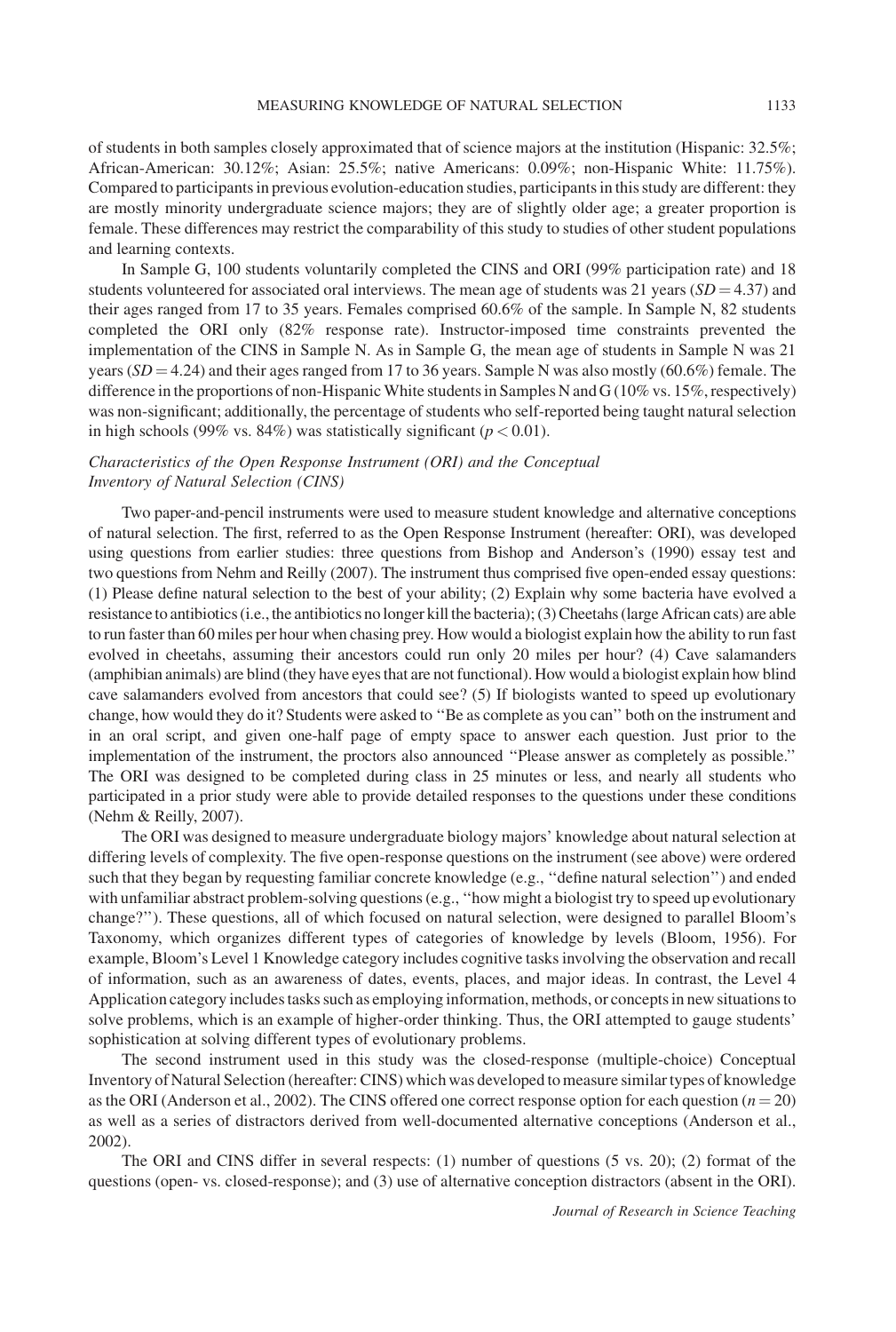of students in both samples closely approximated that of science majors at the institution (Hispanic: 32.5%; African-American: 30.12%; Asian: 25.5%; native Americans: 0.09%; non-Hispanic White: 11.75%). Compared to participants in previous evolution-education studies, participants in this study are different: they are mostly minority undergraduate science majors; they are of slightly older age; a greater proportion is female. These differences may restrict the comparability of this study to studies of other student populations and learning contexts.

In Sample G, 100 students voluntarily completed the CINS and ORI (99% participation rate) and 18 students volunteered for associated oral interviews. The mean age of students was 21 years ($SD = 4.37$) and their ages ranged from 17 to 35 years. Females comprised 60.6% of the sample. In Sample N, 82 students completed the ORI only (82% response rate). Instructor-imposed time constraints prevented the implementation of the CINS in Sample N. As in Sample G, the mean age of students in Sample N was 21 years ($SD = 4.24$) and their ages ranged from 17 to 36 years. Sample N was also mostly (60.6%) female. The difference in the proportions of non-Hispanic White students in Samples N and G (10% vs. 15%, respectively) was non-significant; additionally, the percentage of students who self-reported being taught natural selection in high schools (99% vs. 84%) was statistically significant ($p < 0.01$).

### *Characteristics of the Open Response Instrument (ORI) and the Conceptual Inventory of Natural Selection (CINS)*

Two paper-and-pencil instruments were used to measure student knowledge and alternative conceptions of natural selection. The first, referred to as the Open Response Instrument (hereafter: ORI), was developed using questions from earlier studies: three questions from Bishop and Anderson's (1990) essay test and two questions from Nehm and Reilly (2007). The instrument thus comprised five open-ended essay questions: (1) Please define natural selection to the best of your ability; (2) Explain why some bacteria have evolved a resistance to antibiotics (i.e., the antibiotics no longer kill the bacteria); (3) Cheetahs (large African cats) are able to run faster than 60 miles per hour when chasing prey. How would a biologist explain how the ability to run fast evolved in cheetahs, assuming their ancestors could run only 20 miles per hour? (4) Cave salamanders (amphibian animals) are blind (they have eyes that are not functional). How would a biologist explain how blind cave salamanders evolved from ancestors that could see? (5) If biologists wanted to speed up evolutionary change, how would they do it? Students were asked to ''Be as complete as you can'' both on the instrument and in an oral script, and given one-half page of empty space to answer each question. Just prior to the implementation of the instrument, the proctors also announced ''Please answer as completely as possible.'' The ORI was designed to be completed during class in 25 minutes or less, and nearly all students who participated in a prior study were able to provide detailed responses to the questions under these conditions (Nehm & Reilly, 2007).

The ORI was designed to measure undergraduate biology majors' knowledge about natural selection at differing levels of complexity. The five open-response questions on the instrument (see above) were ordered such that they began by requesting familiar concrete knowledge (e.g., ''define natural selection'') and ended with unfamiliar abstract problem-solving questions (e.g., ''how might a biologist try to speed up evolutionary change?''). These questions, all of which focused on natural selection, were designed to parallel Bloom's Taxonomy, which organizes different types of categories of knowledge by levels (Bloom, 1956). For example, Bloom's Level 1 Knowledge category includes cognitive tasks involving the observation and recall of information, such as an awareness of dates, events, places, and major ideas. In contrast, the Level 4 Application category includes tasks such as employing information, methods, or concepts in new situations to solve problems, which is an example of higher-order thinking. Thus, the ORI attempted to gauge students' sophistication at solving different types of evolutionary problems.

The second instrument used in this study was the closed-response (multiple-choice) Conceptual Inventory of Natural Selection (hereafter: CINS) which was developed to measure similar types of knowledge as the ORI (Anderson et al., 2002). The CINS offered one correct response option for each question ($n = 20$) as well as a series of distractors derived from well-documented alternative conceptions (Anderson et al., 2002).

The ORI and CINS differ in several respects: (1) number of questions (5 vs. 20); (2) format of the questions (open- vs. closed-response); and (3) use of alternative conception distractors (absent in the ORI).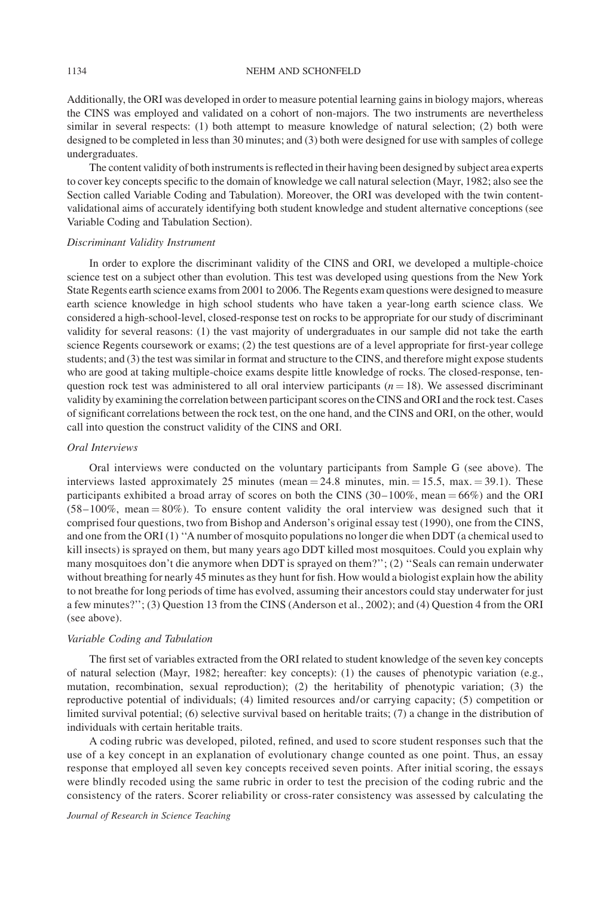Additionally, the ORI was developed in order to measure potential learning gains in biology majors, whereas the CINS was employed and validated on a cohort of non-majors. The two instruments are nevertheless similar in several respects: (1) both attempt to measure knowledge of natural selection; (2) both were designed to be completed in less than 30 minutes; and (3) both were designed for use with samples of college undergraduates.

The content validity of both instruments is reflected in their having been designed by subject area experts to cover key concepts specific to the domain of knowledge we call natural selection (Mayr, 1982; also see the Section called Variable Coding and Tabulation). Moreover, the ORI was developed with the twin content-validational aims of accurately identifying both student knowledge and student alternative conceptions (see Variable Coding and Tabulation Section).

### *Discriminant Validity Instrument*

In order to explore the discriminant validity of the CINS and ORI, we developed a multiple-choice science test on a subject other than evolution. This test was developed using questions from the New York State Regents earth science exams from 2001 to 2006. The Regents exam questions were designed to measure earth science knowledge in high school students who have taken a year-long earth science class. We considered a high-school-level, closed-response test on rocks to be appropriate for our study of discriminant validity for several reasons: (1) the vast majority of undergraduates in our sample did not take the earth science Regents coursework or exams; (2) the test questions are of a level appropriate for first-year college students; and (3) the test was similar in format and structure to the CINS, and therefore might expose students who are good at taking multiple-choice exams despite little knowledge of rocks. The closed-response, ten-question rock test was administered to all oral interview participants ($n = 18$). We assessed discriminant validity by examining the correlation between participant scores on the CINS and ORI and the rock test. Cases of significant correlations between the rock test, on the one hand, and the CINS and ORI, on the other, would call into question the construct validity of the CINS and ORI.

### *Oral Interviews*

Oral interviews were conducted on the voluntary participants from Sample G (see above). The interviews lasted approximately 25 minutes (mean = 24.8 minutes, min. = 15.5, max. = 39.1). These participants exhibited a broad array of scores on both the CINS (30–100%, mean = 66%) and the ORI (58–100%, mean = 80%). To ensure content validity the oral interview was designed such that it comprised four questions, two from Bishop and Anderson's original essay test (1990), one from the CINS, and one from the ORI (1) "A number of mosquito populations no longer die when DDT (a chemical used to kill insects) is sprayed on them, but many years ago DDT killed most mosquitoes. Could you explain why many mosquitoes don't die anymore when DDT is sprayed on them?"; (2) "Seals can remain underwater without breathing for nearly 45 minutes as they hunt for fish. How would a biologist explain how the ability to not breathe for long periods of time has evolved, assuming their ancestors could stay underwater for just a few minutes?"; (3) Question 13 from the CINS (Anderson et al., 2002); and (4) Question 4 from the ORI (see above).

### *Variable Coding and Tabulation*

The first set of variables extracted from the ORI related to student knowledge of the seven key concepts of natural selection (Mayr, 1982; hereafter: key concepts): (1) the causes of phenotypic variation (e.g., mutation, recombination, sexual reproduction); (2) the heritability of phenotypic variation; (3) the reproductive potential of individuals; (4) limited resources and/or carrying capacity; (5) competition or limited survival potential; (6) selective survival based on heritable traits; (7) a change in the distribution of individuals with certain heritable traits.

A coding rubric was developed, piloted, refined, and used to score student responses such that the use of a key concept in an explanation of evolutionary change counted as one point. Thus, an essay response that employed all seven key concepts received seven points. After initial scoring, the essays were blindly recoded using the same rubric in order to test the precision of the coding rubric and the consistency of the raters. Scorer reliability or cross-rater consistency was assessed by calculating the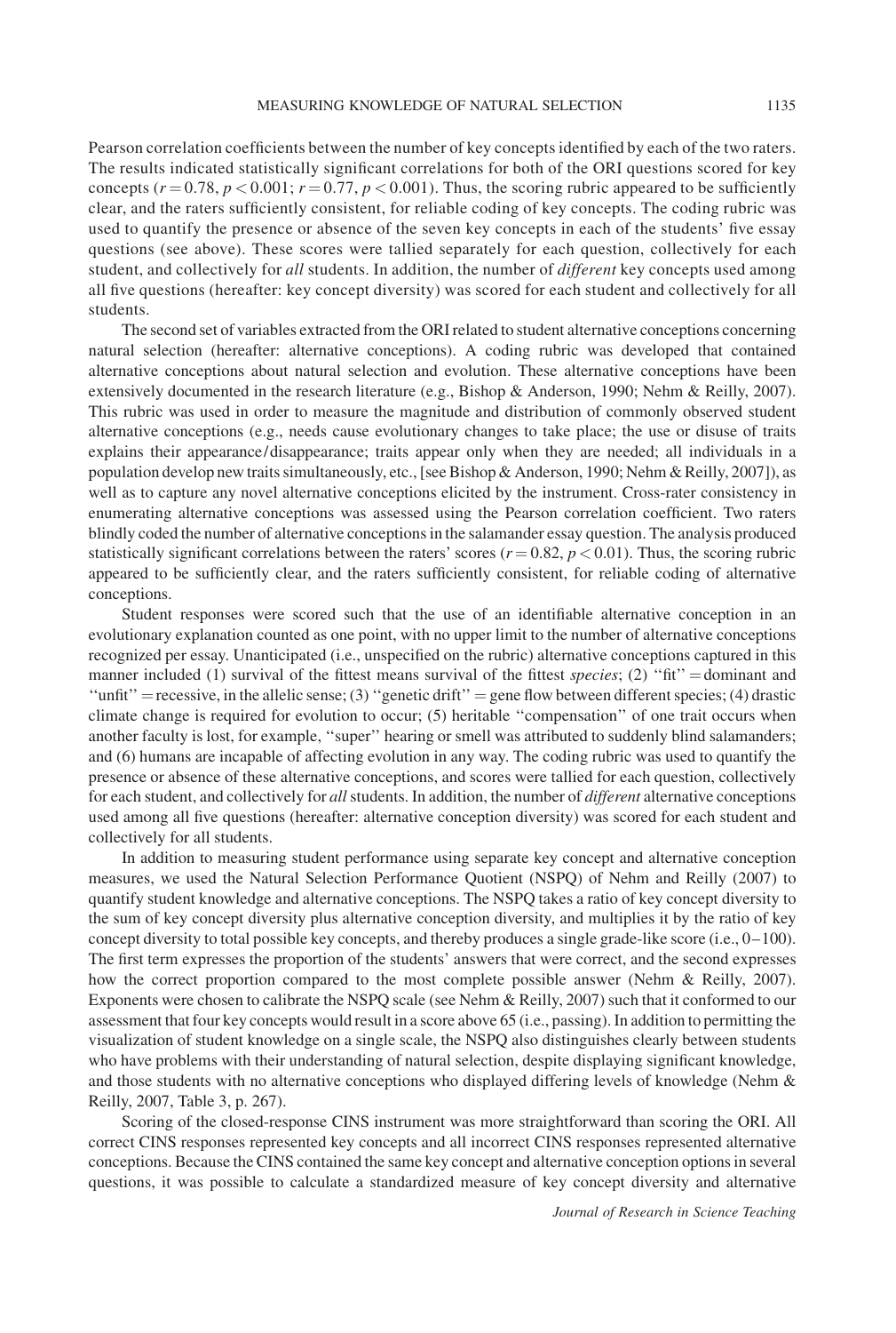Pearson correlation coefficients between the number of key concepts identified by each of the two raters. The results indicated statistically significant correlations for both of the ORI questions scored for key concepts ($r = 0.78$, $p < 0.001$; $r = 0.77$, $p < 0.001$). Thus, the scoring rubric appeared to be sufficiently clear, and the raters sufficiently consistent, for reliable coding of key concepts. The coding rubric was used to quantify the presence or absence of the seven key concepts in each of the students' five essay questions (see above). These scores were tallied separately for each question, collectively for each student, and collectively for *all* students. In addition, the number of *different* key concepts used among all five questions (hereafter: key concept diversity) was scored for each student and collectively for all students.

The second set of variables extracted from the ORI related to student alternative conceptions concerning natural selection (hereafter: alternative conceptions). A coding rubric was developed that contained alternative conceptions about natural selection and evolution. These alternative conceptions have been extensively documented in the research literature (e.g., Bishop & Anderson, 1990; Nehm & Reilly, 2007). This rubric was used in order to measure the magnitude and distribution of commonly observed student alternative conceptions (e.g., needs cause evolutionary changes to take place; the use or disuse of traits explains their appearance/disappearance; traits appear only when they are needed; all individuals in a population develop new traits simultaneously, etc., [see Bishop & Anderson, 1990; Nehm & Reilly, 2007]), as well as to capture any novel alternative conceptions elicited by the instrument. Cross-rater consistency in enumerating alternative conceptions was assessed using the Pearson correlation coefficient. Two raters blindly coded the number of alternative conceptions in the salamander essay question. The analysis produced statistically significant correlations between the raters' scores ($r = 0.82$, $p < 0.01$). Thus, the scoring rubric appeared to be sufficiently clear, and the raters sufficiently consistent, for reliable coding of alternative conceptions.

Student responses were scored such that the use of an identifiable alternative conception in an evolutionary explanation counted as one point, with no upper limit to the number of alternative conceptions recognized per essay. Unanticipated (i.e., unspecified on the rubric) alternative conceptions captured in this manner included (1) survival of the fittest means survival of the fittest *species*; (2) "fit" = dominant and "unfit" = recessive, in the allelic sense; (3) "genetic drift" = gene flow between different species; (4) drastic climate change is required for evolution to occur; (5) heritable "compensation" of one trait occurs when another faculty is lost, for example, "super" hearing or smell was attributed to suddenly blind salamanders; and (6) humans are incapable of affecting evolution in any way. The coding rubric was used to quantify the presence or absence of these alternative conceptions, and scores were tallied for each question, collectively for each student, and collectively for *all* students. In addition, the number of *different* alternative conceptions used among all five questions (hereafter: alternative conception diversity) was scored for each student and collectively for all students.

In addition to measuring student performance using separate key concept and alternative conception measures, we used the Natural Selection Performance Quotient (NSPQ) of Nehm and Reilly (2007) to quantify student knowledge and alternative conceptions. The NSPQ takes a ratio of key concept diversity to the sum of key concept diversity plus alternative conception diversity, and multiplies it by the ratio of key concept diversity to total possible key concepts, and thereby produces a single grade-like score (i.e., 0–100). The first term expresses the proportion of the students' answers that were correct, and the second expresses how the correct proportion compared to the most complete possible answer (Nehm & Reilly, 2007). Exponents were chosen to calibrate the NSPQ scale (see Nehm & Reilly, 2007) such that it conformed to our assessment that four key concepts would result in a score above 65 (i.e., passing). In addition to permitting the visualization of student knowledge on a single scale, the NSPQ also distinguishes clearly between students who have problems with their understanding of natural selection, despite displaying significant knowledge, and those students with no alternative conceptions who displayed differing levels of knowledge (Nehm & Reilly, 2007, Table 3, p. 267).

Scoring of the closed-response CINS instrument was more straightforward than scoring the ORI. All correct CINS responses represented key concepts and all incorrect CINS responses represented alternative conceptions. Because the CINS contained the same key concept and alternative conception options in several questions, it was possible to calculate a standardized measure of key concept diversity and alternative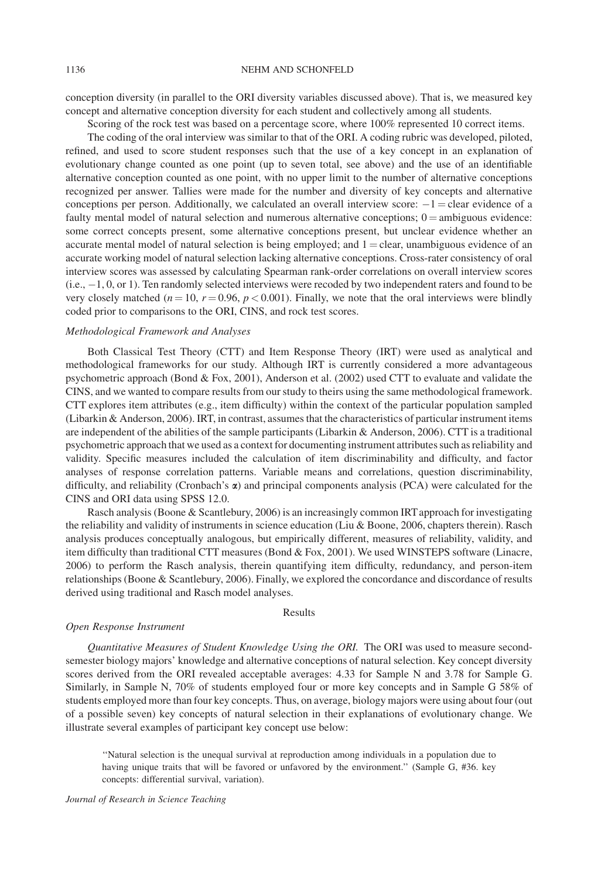conception diversity (in parallel to the ORI diversity variables discussed above). That is, we measured key concept and alternative conception diversity for each student and collectively among all students.

Scoring of the rock test was based on a percentage score, where 100% represented 10 correct items.

The coding of the oral interview was similar to that of the ORI. A coding rubric was developed, piloted, refined, and used to score student responses such that the use of a key concept in an explanation of evolutionary change counted as one point (up to seven total, see above) and the use of an identifiable alternative conception counted as one point, with no upper limit to the number of alternative conceptions recognized per answer. Tallies were made for the number and diversity of key concepts and alternative conceptions per person. Additionally, we calculated an overall interview score: $-1$ = clear evidence of a faulty mental model of natural selection and numerous alternative conceptions; 0 = ambiguous evidence: some correct concepts present, some alternative conceptions present, but unclear evidence whether an accurate mental model of natural selection is being employed; and 1 = clear, unambiguous evidence of an accurate working model of natural selection lacking alternative conceptions. Cross-rater consistency of oral interview scores was assessed by calculating Spearman rank-order correlations on overall interview scores (i.e., $-1$, 0, or 1). Ten randomly selected interviews were recoded by two independent raters and found to be very closely matched ($n = 10$, $r = 0.96$, $p < 0.001$). Finally, we note that the oral interviews were blindly coded prior to comparisons to the ORI, CINS, and rock test scores.

### *Methodological Framework and Analyses*

Both Classical Test Theory (CTT) and Item Response Theory (IRT) were used as analytical and methodological frameworks for our study. Although IRT is currently considered a more advantageous psychometric approach (Bond & Fox, 2001), Anderson et al. (2002) used CTT to evaluate and validate the CINS, and we wanted to compare results from our study to theirs using the same methodological framework. CTT explores item attributes (e.g., item difficulty) within the context of the particular population sampled (Libarkin & Anderson, 2006). IRT, in contrast, assumes that the characteristics of particular instrument items are independent of the abilities of the sample participants (Libarkin & Anderson, 2006). CTT is a traditional psychometric approach that we used as a context for documenting instrument attributes such as reliability and validity. Specific measures included the calculation of item discriminability and difficulty, and factor analyses of response correlation patterns. Variable means and correlations, question discriminability, difficulty, and reliability (Cronbach's $\alpha$) and principal components analysis (PCA) were calculated for the CINS and ORI data using SPSS 12.0.

Rasch analysis (Boone & Scantlebury, 2006) is an increasingly common IRT approach for investigating the reliability and validity of instruments in science education (Liu & Boone, 2006, chapters therein). Rasch analysis produces conceptually analogous, but empirically different, measures of reliability, validity, and item difficulty than traditional CTT measures (Bond & Fox, 2001). We used WINSTEPS software (Linacre, 2006) to perform the Rasch analysis, therein quantifying item difficulty, redundancy, and person-item relationships (Boone & Scantlebury, 2006). Finally, we explored the concordance and discordance of results derived using traditional and Rasch model analyses.

## Results

### *Open Response Instrument*

*Quantitative Measures of Student Knowledge Using the ORI.* The ORI was used to measure second-semester biology majors' knowledge and alternative conceptions of natural selection. Key concept diversity scores derived from the ORI revealed acceptable averages: 4.33 for Sample N and 3.78 for Sample G. Similarly, in Sample N, 70% of students employed four or more key concepts and in Sample G 58% of students employed more than four key concepts. Thus, on average, biology majors were using about four (out of a possible seven) key concepts of natural selection in their explanations of evolutionary change. We illustrate several examples of participant key concept use below:

> "Natural selection is the unequal survival at reproduction among individuals in a population due to having unique traits that will be favored or unfavored by the environment." (Sample G, #36. key concepts: differential survival, variation).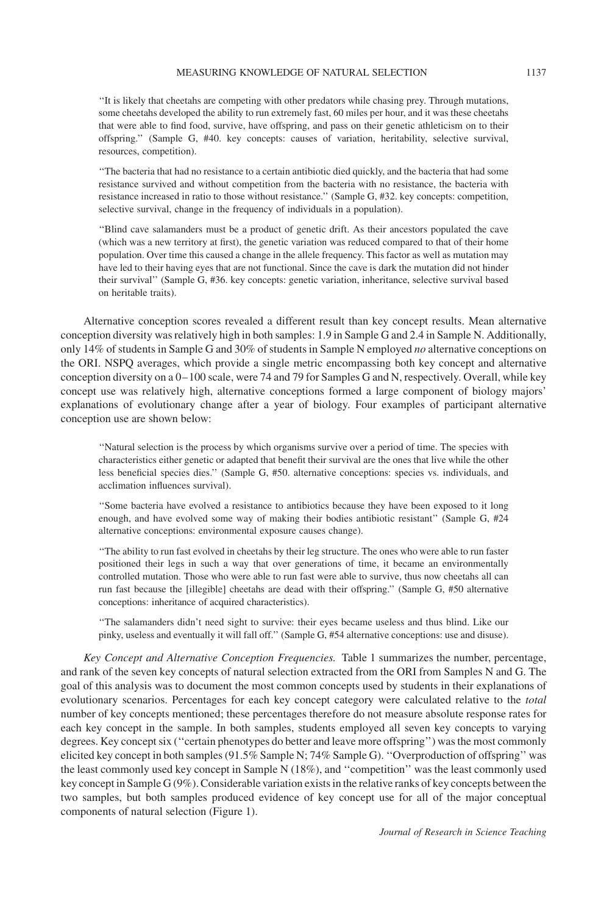“It is likely that cheetahs are competing with other predators while chasing prey. Through mutations, some cheetahs developed the ability to run extremely fast, 60 miles per hour, and it was these cheetahs that were able to find food, survive, have offspring, and pass on their genetic athleticism on to their offspring.” (Sample G, #40. key concepts: causes of variation, heritability, selective survival, resources, competition).

“The bacteria that had no resistance to a certain antibiotic died quickly, and the bacteria that had some resistance survived and without competition from the bacteria with no resistance, the bacteria with resistance increased in ratio to those without resistance.” (Sample G, #32. key concepts: competition, selective survival, change in the frequency of individuals in a population).

“Blind cave salamanders must be a product of genetic drift. As their ancestors populated the cave (which was a new territory at first), the genetic variation was reduced compared to that of their home population. Over time this caused a change in the allele frequency. This factor as well as mutation may have led to their having eyes that are not functional. Since the cave is dark the mutation did not hinder their survival” (Sample G, #36. key concepts: genetic variation, inheritance, selective survival based on heritable traits).

Alternative conception scores revealed a different result than key concept results. Mean alternative conception diversity was relatively high in both samples: 1.9 in Sample G and 2.4 in Sample N. Additionally, only 14% of students in Sample G and 30% of students in Sample N employed *no* alternative conceptions on the ORI. NSPQ averages, which provide a single metric encompassing both key concept and alternative conception diversity on a 0–100 scale, were 74 and 79 for Samples G and N, respectively. Overall, while key concept use was relatively high, alternative conceptions formed a large component of biology majors' explanations of evolutionary change after a year of biology. Four examples of participant alternative conception use are shown below:

“Natural selection is the process by which organisms survive over a period of time. The species with characteristics either genetic or adapted that benefit their survival are the ones that live while the other less beneficial species dies.” (Sample G, #50. alternative conceptions: species vs. individuals, and acclimation influences survival).

“Some bacteria have evolved a resistance to antibiotics because they have been exposed to it long enough, and have evolved some way of making their bodies antibiotic resistant” (Sample G, #24 alternative conceptions: environmental exposure causes change).

“The ability to run fast evolved in cheetahs by their leg structure. The ones who were able to run faster positioned their legs in such a way that over generations of time, it became an environmentally controlled mutation. Those who were able to run fast were able to survive, thus now cheetahs all can run fast because the [illegible] cheetahs are dead with their offspring.” (Sample G, #50 alternative conceptions: inheritance of acquired characteristics).

“The salamanders didn't need sight to survive: their eyes became useless and thus blind. Like our pinky, useless and eventually it will fall off.” (Sample G, #54 alternative conceptions: use and disuse).

*Key Concept and Alternative Conception Frequencies.* Table 1 summarizes the number, percentage, and rank of the seven key concepts of natural selection extracted from the ORI from Samples N and G. The goal of this analysis was to document the most common concepts used by students in their explanations of evolutionary scenarios. Percentages for each key concept category were calculated relative to the *total* number of key concepts mentioned; these percentages therefore do not measure absolute response rates for each key concept in the sample. In both samples, students employed all seven key concepts to varying degrees. Key concept six (“certain phenotypes do better and leave more offspring”) was the most commonly elicited key concept in both samples (91.5% Sample N; 74% Sample G). “Overproduction of offspring” was the least commonly used key concept in Sample N (18%), and “competition” was the least commonly used key concept in Sample G (9%). Considerable variation exists in the relative ranks of key concepts between the two samples, but both samples produced evidence of key concept use for all of the major conceptual components of natural selection (Figure 1).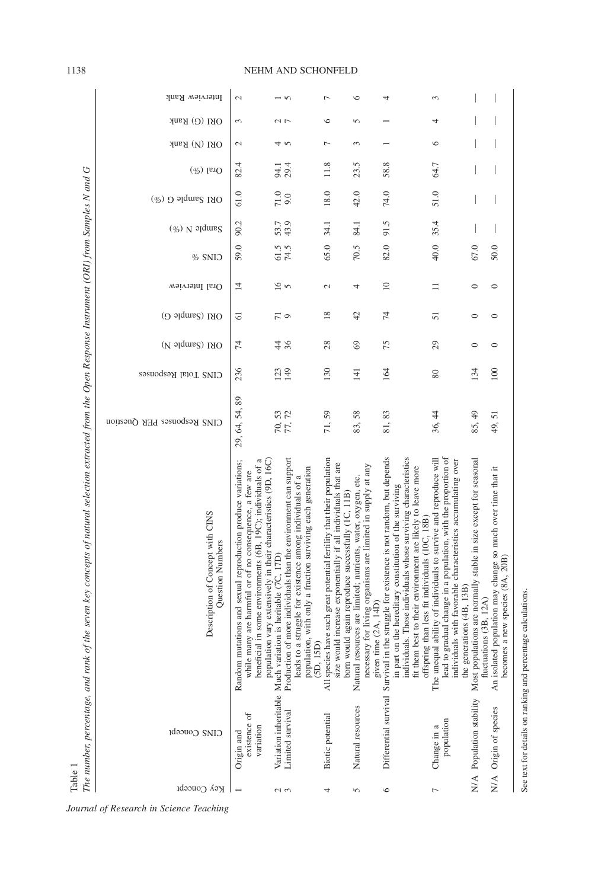Table 1

*The number, percentage, and rank of the seven key concepts of natural selection extracted from the Open Response Instrument (ORI) from Samples N and G*

| Key Concept | CINS Concept | Description of Concept with CINS Question Numbers | CINS Responses PER Question | CINS Total Responses | ORI (Sample N) | ORI (Sample G) | Oral Interview | CINS % | Sample N (%) | ORI Sample G (%) | Oral (%) | ORI (N) Rank | ORI (G) Rank | Interview Rank |
|---|---|---|---|---|---|---|---|---|---|---|---|---|---|---|
| 1 | Origin and existence of variation | Random mutations and sexual reproduction produce variations; while many are harmful or of no consequence, a few are beneficial in some environments (6B, 19C); individuals of a population vary extensively in their characteristics (9D, 16C) | 29, 64, 54, 89 | 236 | 74 | 61 | 14 | 59.0 | 90.2 | 61.0 | 82.4 | 2 | 3 | 2 |
| 2 | Variation inheritable | Much variation is heritable (7C, 17D) | 70, 53 | 123 | 44 | 71 | 16 | 61.5 | 53.7 | 71.0 | 94.1 | 4 | 2 | 1 |
| 3 | Limited survival | Production of more individuals than the environment can support leads to a struggle for existence among individuals of a population, with only a fraction surviving each generation (5D, 15D) | 77, 72 | 149 | 36 | 9 | 5 | 74.5 | 43.9 | 9.0 | 29.4 | 5 | 7 | 5 |
| 4 | Biotic potential | All species have such great potential fertility that their population size would increase exponentially if all individuals that are born would again reproduce successfully (1C, 11B) | 71, 59 | 130 | 28 | 18 | 2 | 65.0 | 34.1 | 18.0 | 11.8 | 7 | 6 | 7 |
| 5 | Natural resources | Natural resources are limited; nutrients, water, oxygen, etc. necessary for living organisms are limited in supply at any given time (2A, 14D) | 83, 58 | 141 | 69 | 42 | 4 | 70.5 | 84.1 | 42.0 | 23.5 | 3 | 5 | 6 |
| 6 | Differential survival | Survival in the struggle for existence is not random, but depends in part on the hereditary constitution of the surviving individuals. Those individuals whose surviving characteristics fit them best to their environment are likely to leave more offspring than less fit individuals (10C, 18B) | 81, 83 | 164 | 75 | 74 | 10 | 82.0 | 91.5 | 74.0 | 58.8 | 1 | 1 | 4 |
| 7 | Change in a population | The unequal ability of individuals to survive and reproduce will lead to gradual change in a population, with the proportion of individuals with favorable characteristics accumulating over the generations (4B, 13B) | 36, 44 | 80 | 29 | 51 | 11 | 40.0 | 35.4 | 51.0 | 64.7 | 6 | 4 | 3 |
| N/A | Population stability | Most populations are normally stable in size except for seasonal fluctuations (3B, 12A) | 85, 49 | 134 | 0 | 0 | 0 | 67.0 | — | — | — | — | — | — |
| N/A | Origin of species | An isolated population may change so much over time that it becomes a new species (8A, 20B) | 49, 51 | 100 | 0 | 0 | 0 | 50.0 | — | — | — | — | — | — |

See text for details on ranking and percentage calculations.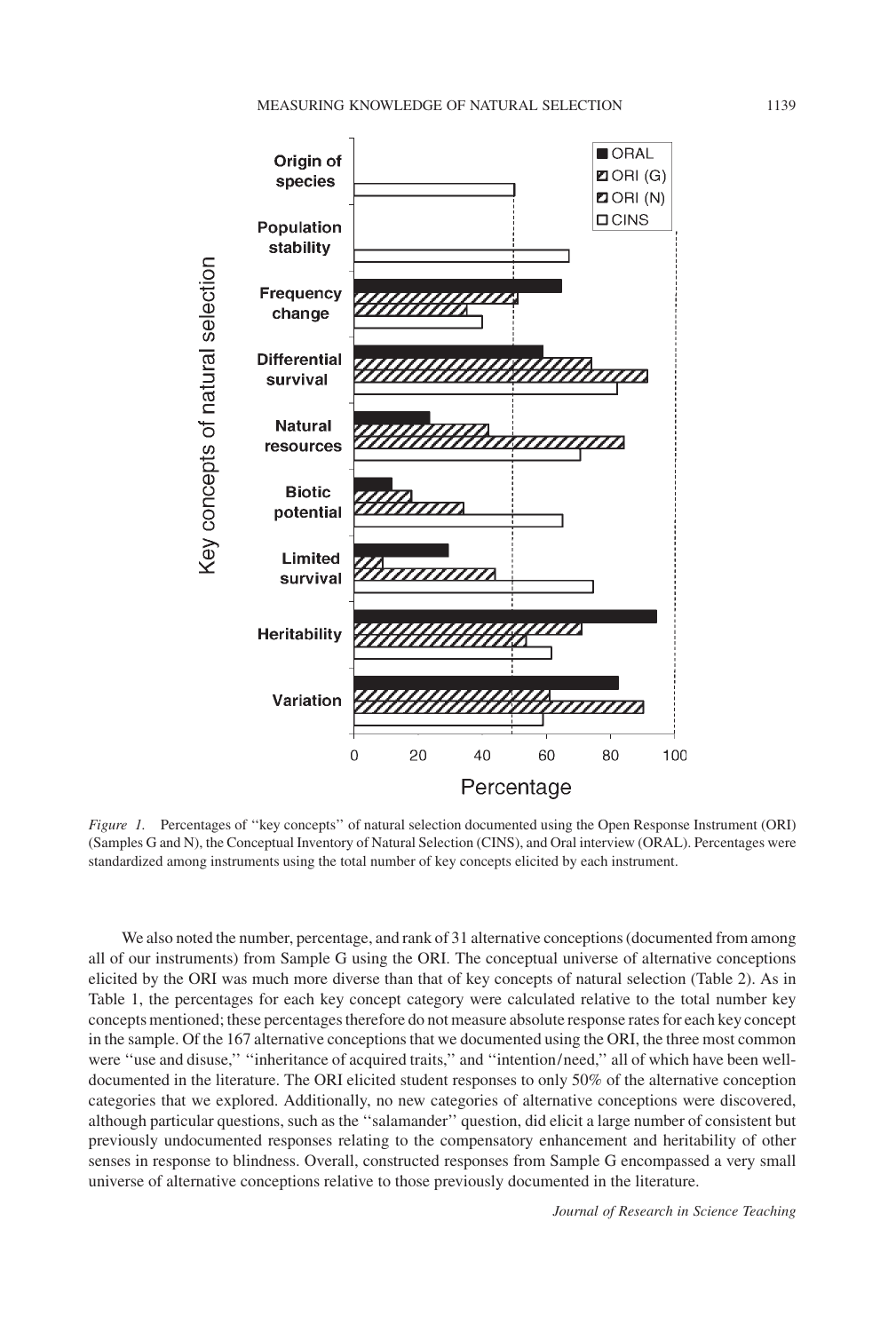*Figure 1.* Percentages of ''key concepts'' of natural selection documented using the Open Response Instrument (ORI) (Samples G and N), the Conceptual Inventory of Natural Selection (CINS), and Oral interview (ORAL). Percentages were standardized among instruments using the total number of key concepts elicited by each instrument.

We also noted the number, percentage, and rank of 31 alternative conceptions (documented from among all of our instruments) from Sample G using the ORI. The conceptual universe of alternative conceptions elicited by the ORI was much more diverse than that of key concepts of natural selection (Table 2). As in Table 1, the percentages for each key concept category were calculated relative to the total number key concepts mentioned; these percentages therefore do not measure absolute response rates for each key concept in the sample. Of the 167 alternative conceptions that we documented using the ORI, the three most common were ''use and disuse,'' ''inheritance of acquired traits,'' and ''intention/need,'' all of which have been well-documented in the literature. The ORI elicited student responses to only 50% of the alternative conception categories that we explored. Additionally, no new categories of alternative conceptions were discovered, although particular questions, such as the ''salamander'' question, did elicit a large number of consistent but previously undocumented responses relating to the compensatory enhancement and heritability of other senses in response to blindness. Overall, constructed responses from Sample G encompassed a very small universe of alternative conceptions relative to those previously documented in the literature.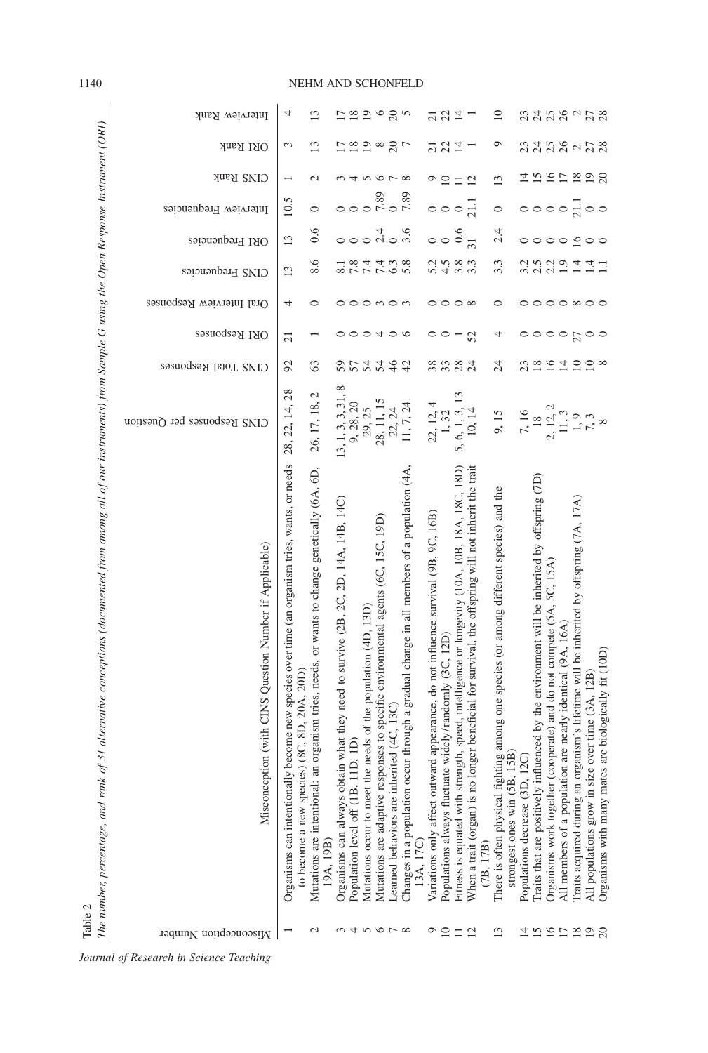Table 2

*The number, percentage, and rank of 31 alternative conceptions (documented from among all of our instruments) from Sample G using the Open Response Instrument (ORI)*

| Misconception Number | Misconception (with CINS Question Number if Applicable) | CINS Responses per Question | CINS Total Responses | ORI Responses | Oral Interview Responses | CINS Frequencies | ORI Frequencies | Interview Frequencies | CINS Rank | ORI Rank | Interview Rank |
|---|---|---|---|---|---|---|---|---|---|---|---|
| 1 | Organisms can intentionally become new species over time (an organism tries, wants, or needs to become a new species) (8C, 8D, 20A, 20D) | 28, 22, 14, 28 | 92 | 21 | 4 | 13 | 13 | 10.5 | 1 | 3 | 4 |
| 2 | Mutations are intentional: an organism tries, needs, or wants to change genetically (6A, 6D, 19A, 19B) | 26, 17, 18, 2 | 63 | 1 | 0 | 8.6 | 0.6 | 0 | 2 | 13 | 13 |
| 3 | Organisms can always obtain what they need to survive (2B, 2C, 2D, 14A, 14B, 14C) | 13, 1, 3, 3, 31, 8 | 59 | 0 | 0 | 8.1 | 0 | 0 | 3 | 17 | 17 |
| 4 | Population level off (1B, 11D, 1D) | 9, 28, 20 | 57 | 0 | 0 | 7.8 | 0 | 0 | 4 | 18 | 18 |
| 5 | Mutations occur to meet the needs of the population (4D, 13D) | 29, 25 | 54 | 0 | 0 | 7.4 | 0 | 0 | 5 | 19 | 19 |
| 6 | Mutations are adaptive responses to specific environmental agents (6C, 15C, 19D) | 28, 11, 15 | 54 | 4 | 3 | 7.4 | 2.4 | 7.89 | 6 | 8 | 6 |
| 7 | Learned behaviors are inherited (4C, 13C) | 22, 24 | 46 | 0 | 0 | 6.3 | 0 | 0 | 7 | 20 | 20 |
| 8 | Changes in a population occur through a gradual change in all members of a population (4A, 13A, 17C) | 11, 7, 24 | 42 | 6 | 3 | 5.8 | 3.6 | 7.89 | 8 | 7 | 5 |
| 9 | Variations only affect outward appearance, do not influence survival (9B, 9C, 16B) | 22, 12, 4 | 38 | 0 | 0 | 5.2 | 0 | 0 | 9 | 21 | 21 |
| 10 | Populations always fluctuate widely/randomly (3C, 12D) | 1, 32 | 33 | 0 | 0 | 4.5 | 0 | 0 | 10 | 22 | 22 |
| 11 | Fitness is equated with strength, speed, intelligence or longevity (10A, 10B, 18A, 18C, 18D) | 5, 6, 1, 3, 13 | 28 | 1 | 0 | 3.8 | 0.6 | 0 | 11 | 14 | 14 |
| 12 | When a trait (organ) is no longer beneficial for survival, the offspring will not inherit the trait (7B, 17B) | 10, 14 | 24 | 52 | 8 | 3.3 | 31 | 21.1 | 12 | 1 | 1 |
| 13 | There is often physical fighting among one species (or among different species) and the strongest ones win (5B, 15B) | 9, 15 | 24 | 4 | 0 | 3.3 | 2.4 | 0 | 13 | 9 | 10 |
| 14 | Populations decrease (3D, 12C) | 7, 16 | 23 | 0 | 0 | 3.2 | 0 | 0 | 14 | 23 | 23 |
| 15 | Traits that are positively influenced by the environment will be inherited by offspring (7D) | 18 | 18 | 0 | 0 | 2.5 | 0 | 0 | 15 | 24 | 24 |
| 16 | Organisms work together (cooperate) and do not compete (5A, 5C, 15A) | 2, 12, 2 | 16 | 0 | 0 | 2.2 | 0 | 0 | 16 | 25 | 25 |
| 17 | All members of a population are nearly identical (9A, 16A) | 11, 3 | 14 | 0 | 0 | 1.9 | 0 | 0 | 17 | 26 | 26 |
| 18 | Traits acquired during an organism's lifetime will be inherited by offspring (7A, 17A) | 1, 9 | 10 | 27 | 8 | 1.4 | 16 | 21.1 | 18 | 2 | 2 |
| 19 | All populations grow in size over time (3A, 12B) | 7, 3 | 10 | 0 | 0 | 1.4 | 0 | 0 | 19 | 27 | 27 |
| 20 | Organisms with many mates are biologically fit (10D) | 8 | 8 | 0 | 0 | 1.1 | 0 | 0 | 20 | 28 | 28 |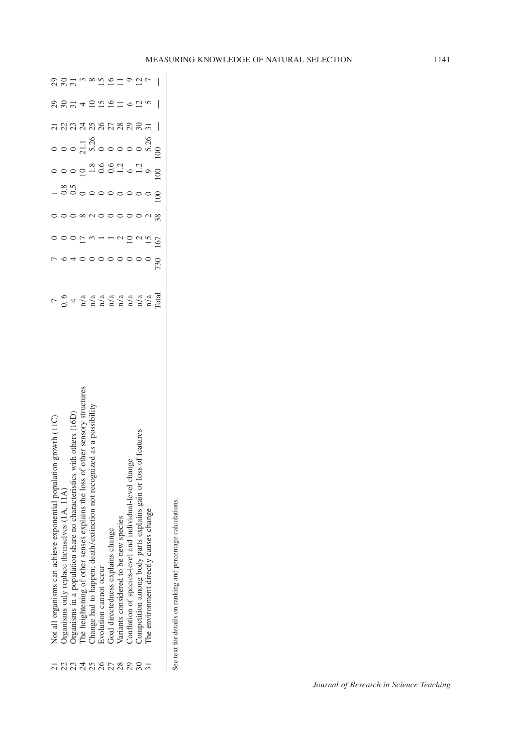| | | | | | | | | | | | |
|---|---|---|---|---|---|---|---|---|---|---|---|
| 21 | Not all organisms can achieve exponential population growth (11C) | 7 | 7 | 0 | 0 | 1 | 0 | 0 | 21 | 29 | 29 |
| 22 | Organisms only replace themselves (1A, 11A) | 0, 6 | 6 | 0 | 0 | 0.8 | 0 | 0 | 22 | 30 | 30 |
| 23 | Organisms in a population share no characteristics with others (16D) | 4 | 4 | 0 | 0 | 0.5 | 0 | 0 | 23 | 31 | 31 |
| 24 | The heightening of other senses explains the loss of other sensory structures | n/a | 0 | 17 | 8 | 0 | 10 | 21.1 | 24 | 4 | 3 |
| 25 | Change had to happen; death/extinction not recognized as a possibility | n/a | 0 | 3 | 2 | 0 | 1.8 | 5.26 | 25 | 10 | 8 |
| 26 | Evolution cannot occur | n/a | 0 | 1 | 0 | 0 | 0.6 | 0 | 26 | 15 | 15 |
| 27 | Goal directedness explains change | n/a | 0 | 1 | 0 | 0 | 0.6 | 0 | 27 | 16 | 16 |
| 28 | Variants considered to be new species | n/a | 0 | 2 | 0 | 0 | 1.2 | 0 | 28 | 11 | 11 |
| 29 | Conflation of species-level and individual-level change | n/a | 0 | 10 | 0 | 0 | 6 | 0 | 29 | 6 | 9 |
| 30 | Competition among body parts explains gain or loss of features | n/a | 0 | 2 | 0 | 0 | 1.2 | 0 | 30 | 12 | 12 |
| 31 | The environment directly causes change | n/a | 0 | 15 | 2 | 0 | 9 | 5.26 | 31 | 5 | 7 |
| | | Total | 730 | 167 | 38 | 100 | 100 | 100 | — | — | — |

See text for details on ranking and percentage calculations.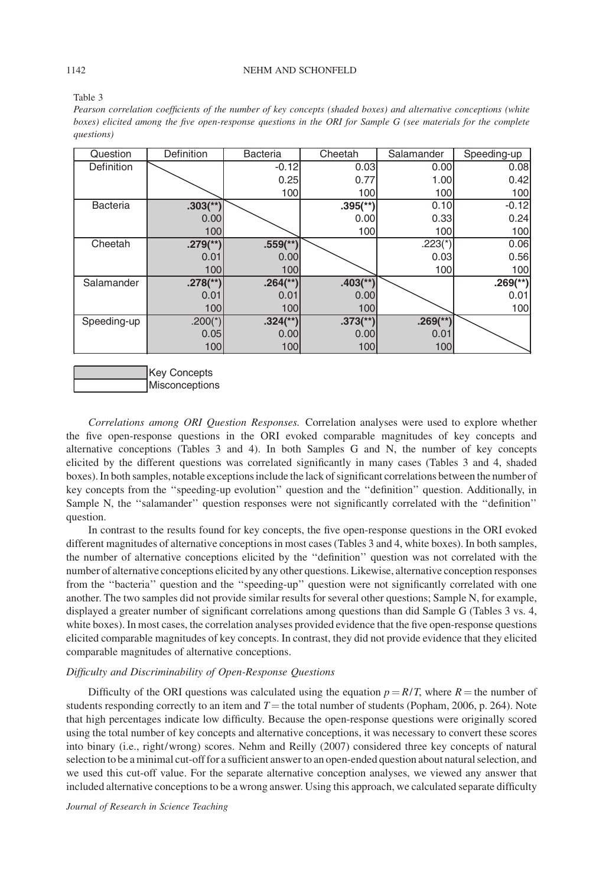Table 3

*Pearson correlation coefficients of the number of key concepts (shaded boxes) and alternative conceptions (white boxes) elicited among the five open-response questions in the ORI for Sample G (see materials for the complete questions)*

| Question | Definition | Bacteria | Cheetah | Salamander | Speeding-up |
|---|---|---|---|---|---|
| Definition | | -0.12 | 0.03 | 0.00 | 0.08 |
| | | 0.25 | 0.77 | 1.00 | 0.42 |
| | | 100 | 100 | 100 | 100 |
| Bacteria | **.303(\*\*)** | | **.395(\*\*)** | 0.10 | -0.12 |
| | 0.00 | | 0.00 | 0.33 | 0.24 |
| | 100 | | 100 | 100 | 100 |
| Cheetah | **.279(\*\*)** | **.559(\*\*)** | | .223(\*) | 0.06 |
| | 0.01 | 0.00 | | 0.03 | 0.56 |
| | 100 | 100 | | 100 | 100 |
| Salamander | **.278(\*\*)** | **.264(\*\*)** | **.403(\*\*)** | | **.269(\*\*)** |
| | 0.01 | 0.01 | 0.00 | | 0.01 |
| | 100 | 100 | 100 | | 100 |
| Speeding-up | .200(\*) | **.324(\*\*)** | **.373(\*\*)** | **.269(\*\*)** | |
| | 0.05 | 0.00 | 0.00 | 0.01 | |
| | 100 | 100 | 100 | 100 | |

Shaded: Key Concepts
White: Misconceptions

*Correlations among ORI Question Responses.* Correlation analyses were used to explore whether the five open-response questions in the ORI evoked comparable magnitudes of key concepts and alternative conceptions (Tables 3 and 4). In both Samples G and N, the number of key concepts elicited by the different questions was correlated significantly in many cases (Tables 3 and 4, shaded boxes). In both samples, notable exceptions include the lack of significant correlations between the number of key concepts from the ''speeding-up evolution'' question and the ''definition'' question. Additionally, in Sample N, the ''salamander'' question responses were not significantly correlated with the ''definition'' question.

In contrast to the results found for key concepts, the five open-response questions in the ORI evoked different magnitudes of alternative conceptions in most cases (Tables 3 and 4, white boxes). In both samples, the number of alternative conceptions elicited by the ''definition'' question was not correlated with the number of alternative conceptions elicited by any other questions. Likewise, alternative conception responses from the ''bacteria'' question and the ''speeding-up'' question were not significantly correlated with one another. The two samples did not provide similar results for several other questions; Sample N, for example, displayed a greater number of significant correlations among questions than did Sample G (Tables 3 vs. 4, white boxes). In most cases, the correlation analyses provided evidence that the five open-response questions elicited comparable magnitudes of key concepts. In contrast, they did not provide evidence that they elicited comparable magnitudes of alternative conceptions.

### *Difficulty and Discriminability of Open-Response Questions*

Difficulty of the ORI questions was calculated using the equation $p = R/T$, where $R$ = the number of students responding correctly to an item and $T$ = the total number of students (Popham, 2006, p. 264). Note that high percentages indicate low difficulty. Because the open-response questions were originally scored using the total number of key concepts and alternative conceptions, it was necessary to convert these scores into binary (i.e., right/wrong) scores. Nehm and Reilly (2007) considered three key concepts of natural selection to be a minimal cut-off for a sufficient answer to an open-ended question about natural selection, and we used this cut-off value. For the separate alternative conception analyses, we viewed any answer that included alternative conceptions to be a wrong answer. Using this approach, we calculated separate difficulty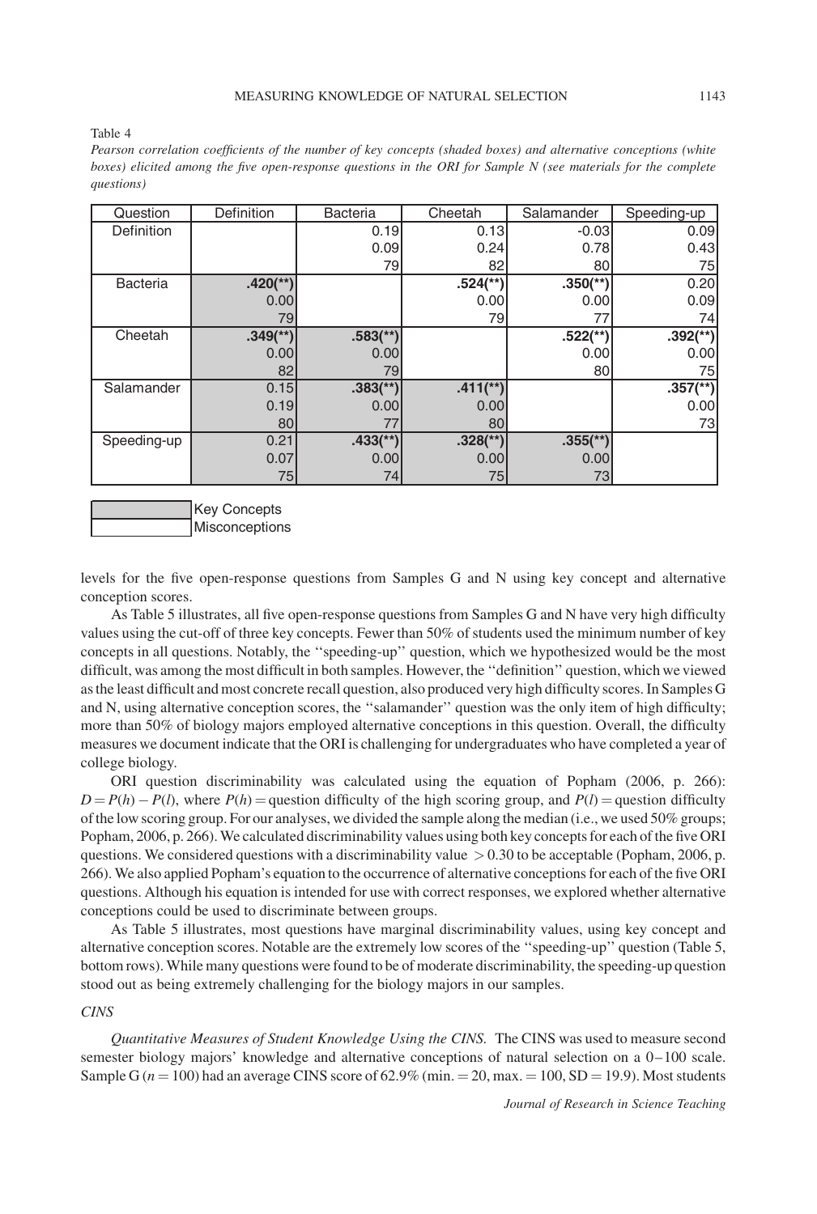Table 4

*Pearson correlation coefficients of the number of key concepts (shaded boxes) and alternative conceptions (white boxes) elicited among the five open-response questions in the ORI for Sample N (see materials for the complete questions)*

| Question | Definition | Bacteria | Cheetah | Salamander | Speeding-up |
|---|---|---|---|---|---|
| Definition | | 0.19 | 0.13 | -0.03 | 0.09 |
| | | 0.09 | 0.24 | 0.78 | 0.43 |
| | | 79 | 82 | 80 | 75 |
| Bacteria | .420(**) | | .524(**) | .350(**) | 0.20 |
| | 0.00 | | 0.00 | 0.00 | 0.09 |
| | 79 | | 79 | 77 | 74 |
| Cheetah | .349(**) | .583(**) | | .522(**) | .392(**) |
| | 0.00 | 0.00 | | 0.00 | 0.00 |
| | 82 | 79 | | 80 | 75 |
| Salamander | 0.15 | .383(**) | .411(**) | | .357(**) |
| | 0.19 | 0.00 | 0.00 | | 0.00 |
| | 80 | 77 | 80 | | 73 |
| Speeding-up | 0.21 | .433(**) | .328(**) | .355(**) | |
| | 0.07 | 0.00 | 0.00 | 0.00 | |
| | 75 | 74 | 75 | 73 | |

Key Concepts (shaded)
Misconceptions (white)

levels for the five open-response questions from Samples G and N using key concept and alternative conception scores.

As Table 5 illustrates, all five open-response questions from Samples G and N have very high difficulty values using the cut-off of three key concepts. Fewer than 50% of students used the minimum number of key concepts in all questions. Notably, the ''speeding-up'' question, which we hypothesized would be the most difficult, was among the most difficult in both samples. However, the ''definition'' question, which we viewed as the least difficult and most concrete recall question, also produced very high difficulty scores. In Samples G and N, using alternative conception scores, the ''salamander'' question was the only item of high difficulty; more than 50% of biology majors employed alternative conceptions in this question. Overall, the difficulty measures we document indicate that the ORI is challenging for undergraduates who have completed a year of college biology.

ORI question discriminability was calculated using the equation of Popham (2006, p. 266): $D = P(h) - P(l)$, where $P(h)$ = question difficulty of the high scoring group, and $P(l)$ = question difficulty of the low scoring group. For our analyses, we divided the sample along the median (i.e., we used 50% groups; Popham, 2006, p. 266). We calculated discriminability values using both key concepts for each of the five ORI questions. We considered questions with a discriminability value $> 0.30$ to be acceptable (Popham, 2006, p. 266). We also applied Popham's equation to the occurrence of alternative conceptions for each of the five ORI questions. Although his equation is intended for use with correct responses, we explored whether alternative conceptions could be used to discriminate between groups.

As Table 5 illustrates, most questions have marginal discriminability values, using key concept and alternative conception scores. Notable are the extremely low scores of the ''speeding-up'' question (Table 5, bottom rows). While many questions were found to be of moderate discriminability, the speeding-up question stood out as being extremely challenging for the biology majors in our samples.

### *CINS*

*Quantitative Measures of Student Knowledge Using the CINS.* The CINS was used to measure second semester biology majors' knowledge and alternative conceptions of natural selection on a 0–100 scale. Sample G ($n = 100$) had an average CINS score of 62.9% (min. = 20, max. = 100, SD = 19.9). Most students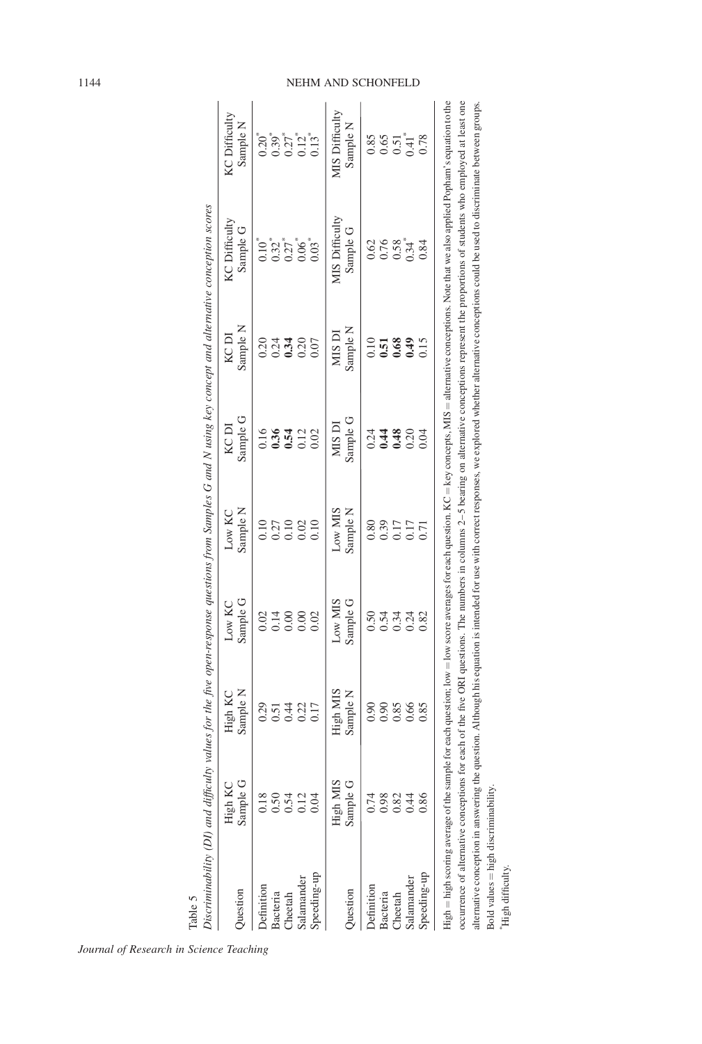Table 5
*Discriminability (DI) and difficulty values for the five open-response questions from Samples G and N using key concept and alternative conception scores*

| Question | High KC Sample G | High KC Sample N | Low KC Sample G | Low KC Sample N | KC DI Sample G | KC DI Sample N | KC Difficulty Sample G | KC Difficulty Sample N |
|---|---|---|---|---|---|---|---|---|
| Definition | 0.18 | 0.29 | 0.02 | 0.10 | 0.16 | 0.20 | 0.10* | 0.20* |
| Bacteria | 0.50 | 0.51 | 0.14 | 0.27 | **0.36** | 0.24 | 0.32* | 0.39* |
| Cheetah | 0.54 | 0.44 | 0.00 | 0.10 | **0.54** | **0.34** | 0.27* | 0.27* |
| Salamander | 0.12 | 0.22 | 0.00 | 0.02 | 0.12 | 0.20 | 0.06* | 0.12* |
| Speeding-up | 0.04 | 0.17 | 0.02 | 0.10 | 0.02 | 0.07 | 0.03* | 0.13* |
| **Question** | **High MIS Sample G** | **High MIS Sample N** | **Low MIS Sample G** | **Low MIS Sample N** | **MIS DI Sample G** | **MIS DI Sample N** | **MIS Difficulty Sample G** | **MIS Difficulty Sample N** |
| Definition | 0.74 | 0.90 | 0.50 | 0.80 | 0.24 | 0.10 | 0.62 | 0.85 |
| Bacteria | 0.98 | 0.90 | 0.54 | 0.39 | **0.44** | **0.51** | 0.76 | 0.65 |
| Cheetah | 0.82 | 0.85 | 0.34 | 0.17 | **0.48** | **0.68** | 0.58 | 0.51 |
| Salamander | 0.44 | 0.66 | 0.24 | 0.17 | 0.20 | **0.49** | 0.34* | 0.41* |
| Speeding-up | 0.86 | 0.85 | 0.82 | 0.71 | 0.04 | 0.15 | 0.84 | 0.78 |

High = high scoring average of the sample for each question; low = low score averages for each question. KC = key concepts, MIS = alternative conceptions. Note that we also applied Popham's equation to the occurrence of alternative conceptions for each of the five ORI questions. The numbers in columns 2–5 bearing on alternative conceptions represent the proportions of students who employed at least one alternative conception in answering the question. Although his equation is intended for use with correct responses, we explored whether alternative conceptions could be used to discriminate between groups.

Bold values = high discriminability.

*High difficulty.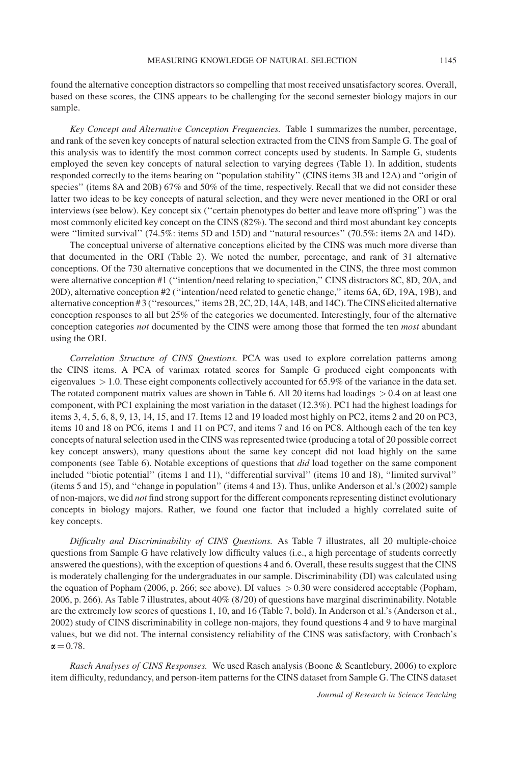found the alternative conception distractors so compelling that most received unsatisfactory scores. Overall, based on these scores, the CINS appears to be challenging for the second semester biology majors in our sample.

*Key Concept and Alternative Conception Frequencies.* Table 1 summarizes the number, percentage, and rank of the seven key concepts of natural selection extracted from the CINS from Sample G. The goal of this analysis was to identify the most common correct concepts used by students. In Sample G, students employed the seven key concepts of natural selection to varying degrees (Table 1). In addition, students responded correctly to the items bearing on ''population stability'' (CINS items 3B and 12A) and ''origin of species'' (items 8A and 20B) 67% and 50% of the time, respectively. Recall that we did not consider these latter two ideas to be key concepts of natural selection, and they were never mentioned in the ORI or oral interviews (see below). Key concept six (''certain phenotypes do better and leave more offspring'') was the most commonly elicited key concept on the CINS (82%). The second and third most abundant key concepts were ''limited survival'' (74.5%: items 5D and 15D) and ''natural resources'' (70.5%: items 2A and 14D).

The conceptual universe of alternative conceptions elicited by the CINS was much more diverse than that documented in the ORI (Table 2). We noted the number, percentage, and rank of 31 alternative conceptions. Of the 730 alternative conceptions that we documented in the CINS, the three most common were alternative conception #1 (''intention/need relating to speciation,'' CINS distractors 8C, 8D, 20A, and 20D), alternative conception #2 (''intention/need related to genetic change,'' items 6A, 6D, 19A, 19B), and alternative conception # 3 (''resources,'' items 2B, 2C, 2D, 14A, 14B, and 14C). The CINS elicited alternative conception responses to all but 25% of the categories we documented. Interestingly, four of the alternative conception categories *not* documented by the CINS were among those that formed the ten *most* abundant using the ORI.

*Correlation Structure of CINS Questions.* PCA was used to explore correlation patterns among the CINS items. A PCA of varimax rotated scores for Sample G produced eight components with eigenvalues $> 1.0$. These eight components collectively accounted for 65.9% of the variance in the data set. The rotated component matrix values are shown in Table 6. All 20 items had loadings $> 0.4$ on at least one component, with PC1 explaining the most variation in the dataset (12.3%). PC1 had the highest loadings for items 3, 4, 5, 6, 8, 9, 13, 14, 15, and 17. Items 12 and 19 loaded most highly on PC2, items 2 and 20 on PC3, items 10 and 18 on PC6, items 1 and 11 on PC7, and items 7 and 16 on PC8. Although each of the ten key concepts of natural selection used in the CINS was represented twice (producing a total of 20 possible correct key concept answers), many questions about the same key concept did not load highly on the same components (see Table 6). Notable exceptions of questions that *did* load together on the same component included ''biotic potential'' (items 1 and 11), ''differential survival'' (items 10 and 18), ''limited survival'' (items 5 and 15), and ''change in population'' (items 4 and 13). Thus, unlike Anderson et al.'s (2002) sample of non-majors, we did *not* find strong support for the different components representing distinct evolutionary concepts in biology majors. Rather, we found one factor that included a highly correlated suite of key concepts.

*Difficulty and Discriminability of CINS Questions.* As Table 7 illustrates, all 20 multiple-choice questions from Sample G have relatively low difficulty values (i.e., a high percentage of students correctly answered the questions), with the exception of questions 4 and 6. Overall, these results suggest that the CINS is moderately challenging for the undergraduates in our sample. Discriminability (DI) was calculated using the equation of Popham (2006, p. 266; see above). DI values $> 0.30$ were considered acceptable (Popham, 2006, p. 266). As Table 7 illustrates, about 40% (8/20) of questions have marginal discriminability. Notable are the extremely low scores of questions 1, 10, and 16 (Table 7, bold). In Anderson et al.'s (Anderson et al., 2002) study of CINS discriminability in college non-majors, they found questions 4 and 9 to have marginal values, but we did not. The internal consistency reliability of the CINS was satisfactory, with Cronbach's $\alpha = 0.78$.

*Rasch Analyses of CINS Responses.* We used Rasch analysis (Boone & Scantlebury, 2006) to explore item difficulty, redundancy, and person-item patterns for the CINS dataset from Sample G. The CINS dataset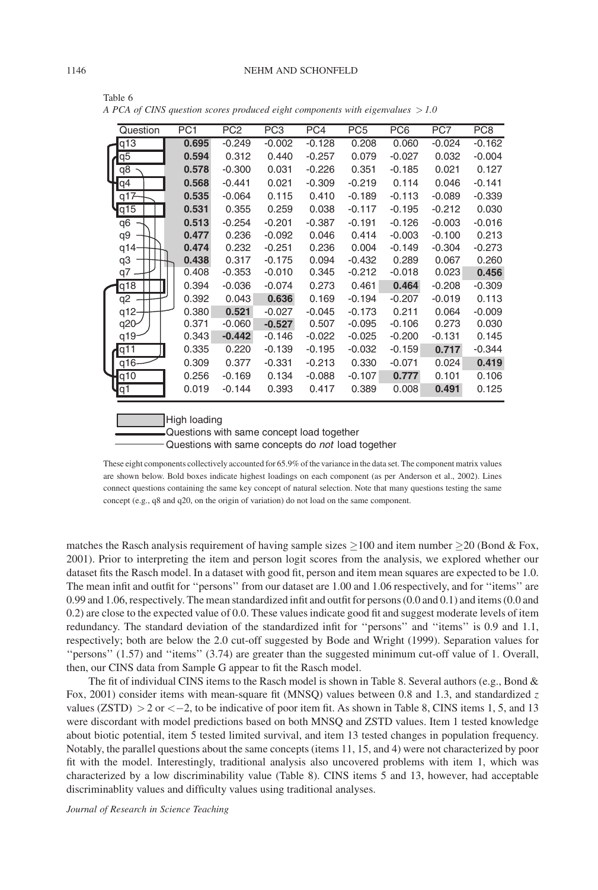Table 6

*A PCA of CINS question scores produced eight components with eigenvalues > 1.0*

| Question | PC1 | PC2 | PC3 | PC4 | PC5 | PC6 | PC7 | PC8 |
|---|---|---|---|---|---|---|---|---|
| q13 | **0.695** | -0.249 | -0.002 | -0.128 | 0.208 | 0.060 | -0.024 | -0.162 |
| q5 | **0.594** | 0.312 | 0.440 | -0.257 | 0.079 | -0.027 | 0.032 | -0.004 |
| q8 | **0.578** | -0.300 | 0.031 | -0.226 | 0.351 | -0.185 | 0.021 | 0.127 |
| q4 | **0.568** | -0.441 | 0.021 | -0.309 | -0.219 | 0.114 | 0.046 | -0.141 |
| q17 | **0.535** | -0.064 | 0.115 | 0.410 | -0.189 | -0.113 | -0.089 | -0.339 |
| q15 | **0.531** | 0.355 | 0.259 | 0.038 | -0.117 | -0.195 | -0.212 | 0.030 |
| q6 | **0.513** | -0.254 | -0.201 | -0.387 | -0.191 | -0.126 | -0.003 | -0.016 |
| q9 | **0.477** | 0.236 | -0.092 | 0.046 | 0.414 | -0.003 | -0.100 | 0.213 |
| q14 | **0.474** | 0.232 | -0.251 | 0.236 | 0.004 | -0.149 | -0.304 | -0.273 |
| q3 | **0.438** | 0.317 | -0.175 | 0.094 | -0.432 | 0.289 | 0.067 | 0.260 |
| q7 | 0.408 | -0.353 | -0.010 | 0.345 | -0.212 | -0.018 | 0.023 | **0.456** |
| q18 | 0.394 | -0.036 | -0.074 | 0.273 | 0.461 | **0.464** | -0.208 | -0.309 |
| q2 | 0.392 | 0.043 | **0.636** | 0.169 | -0.194 | -0.207 | -0.019 | 0.113 |
| q12 | 0.380 | **0.521** | -0.027 | -0.045 | -0.173 | 0.211 | 0.064 | -0.009 |
| q20 | 0.371 | -0.060 | **-0.527** | 0.507 | -0.095 | -0.106 | 0.273 | 0.030 |
| q19 | 0.343 | **-0.442** | -0.146 | -0.022 | -0.025 | -0.200 | -0.131 | 0.145 |
| q11 | 0.335 | 0.220 | -0.139 | -0.195 | -0.032 | -0.159 | **0.717** | -0.344 |
| q16 | 0.309 | 0.377 | -0.331 | -0.213 | 0.330 | -0.071 | 0.024 | **0.419** |
| q10 | 0.256 | -0.169 | 0.134 | -0.088 | -0.107 | **0.777** | 0.101 | 0.106 |
| q1 | 0.019 | -0.144 | 0.393 | 0.417 | 0.389 | 0.008 | **0.491** | 0.125 |

High loading
Questions with same concept load together
Questions with same concepts do *not* load together

These eight components collectively accounted for 65.9% of the variance in the data set. The component matrix values are shown below. Bold boxes indicate highest loadings on each component (as per Anderson et al., 2002). Lines connect questions containing the same key concept of natural selection. Note that many questions testing the same concept (e.g., q8 and q20, on the origin of variation) do not load on the same component.

matches the Rasch analysis requirement of having sample sizes ≥100 and item number ≥20 (Bond & Fox, 2001). Prior to interpreting the item and person logit scores from the analysis, we explored whether our dataset fits the Rasch model. In a dataset with good fit, person and item mean squares are expected to be 1.0. The mean infit and outfit for "persons" from our dataset are 1.00 and 1.06 respectively, and for "items" are 0.99 and 1.06, respectively. The mean standardized infit and outfit for persons (0.0 and 0.1) and items (0.0 and 0.2) are close to the expected value of 0.0. These values indicate good fit and suggest moderate levels of item redundancy. The standard deviation of the standardized infit for "persons" and "items" is 0.9 and 1.1, respectively; both are below the 2.0 cut-off suggested by Bode and Wright (1999). Separation values for "persons" (1.57) and "items" (3.74) are greater than the suggested minimum cut-off value of 1. Overall, then, our CINS data from Sample G appear to fit the Rasch model.

The fit of individual CINS items to the Rasch model is shown in Table 8. Several authors (e.g., Bond & Fox, 2001) consider items with mean-square fit (MNSQ) values between 0.8 and 1.3, and standardized $z$ values (ZSTD) $> 2$ or $< -2$, to be indicative of poor item fit. As shown in Table 8, CINS items 1, 5, and 13 were discordant with model predictions based on both MNSQ and ZSTD values. Item 1 tested knowledge about biotic potential, item 5 tested limited survival, and item 13 tested changes in population frequency. Notably, the parallel questions about the same concepts (items 11, 15, and 4) were not characterized by poor fit with the model. Interestingly, traditional analysis also uncovered problems with item 1, which was characterized by a low discriminability value (Table 8). CINS items 5 and 13, however, had acceptable discriminablity values and difficulty values using traditional analyses.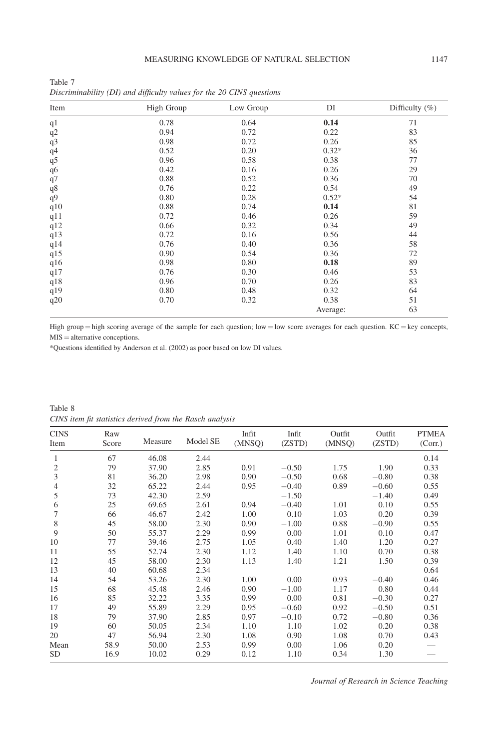Table 7
*Discriminability (DI) and difficulty values for the 20 CINS questions*

| Item | High Group | Low Group | DI | Difficulty (%) |
|---|---|---|---|---|
| q1 | 0.78 | 0.64 | **0.14** | 71 |
| q2 | 0.94 | 0.72 | 0.22 | 83 |
| q3 | 0.98 | 0.72 | 0.26 | 85 |
| q4 | 0.52 | 0.20 | 0.32* | 36 |
| q5 | 0.96 | 0.58 | 0.38 | 77 |
| q6 | 0.42 | 0.16 | 0.26 | 29 |
| q7 | 0.88 | 0.52 | 0.36 | 70 |
| q8 | 0.76 | 0.22 | 0.54 | 49 |
| q9 | 0.80 | 0.28 | 0.52* | 54 |
| q10 | 0.88 | 0.74 | **0.14** | 81 |
| q11 | 0.72 | 0.46 | 0.26 | 59 |
| q12 | 0.66 | 0.32 | 0.34 | 49 |
| q13 | 0.72 | 0.16 | 0.56 | 44 |
| q14 | 0.76 | 0.40 | 0.36 | 58 |
| q15 | 0.90 | 0.54 | 0.36 | 72 |
| q16 | 0.98 | 0.80 | **0.18** | 89 |
| q17 | 0.76 | 0.30 | 0.46 | 53 |
| q18 | 0.96 | 0.70 | 0.26 | 83 |
| q19 | 0.80 | 0.48 | 0.32 | 64 |
| q20 | 0.70 | 0.32 | 0.38 | 51 |
| | | | Average: | 63 |

High group = high scoring average of the sample for each question; low = low score averages for each question. KC = key concepts, MIS = alternative conceptions.

*Questions identified by Anderson et al. (2002) as poor based on low DI values.

Table 8
*CINS item fit statistics derived from the Rasch analysis*

| CINS Item | Raw Score | Measure | Model SE | Infit (MNSQ) | Infit (ZSTD) | Outfit (MNSQ) | Outfit (ZSTD) | PTMEA (Corr.) |
|---|---|---|---|---|---|---|---|---|
| 1 | 67 | 46.08 | 2.44 | | | | | 0.14 |
| 2 | 79 | 37.90 | 2.85 | 0.91 | −0.50 | 1.75 | 1.90 | 0.33 |
| 3 | 81 | 36.20 | 2.98 | 0.90 | −0.50 | 0.68 | −0.80 | 0.38 |
| 4 | 32 | 65.22 | 2.44 | 0.95 | −0.40 | 0.89 | −0.60 | 0.55 |
| 5 | 73 | 42.30 | 2.59 | | −1.50 | | −1.40 | 0.49 |
| 6 | 25 | 69.65 | 2.61 | 0.94 | −0.40 | 1.01 | 0.10 | 0.55 |
| 7 | 66 | 46.67 | 2.42 | 1.00 | 0.10 | 1.03 | 0.20 | 0.39 |
| 8 | 45 | 58.00 | 2.30 | 0.90 | −1.00 | 0.88 | −0.90 | 0.55 |
| 9 | 50 | 55.37 | 2.29 | 0.99 | 0.00 | 1.01 | 0.10 | 0.47 |
| 10 | 77 | 39.46 | 2.75 | 1.05 | 0.40 | 1.40 | 1.20 | 0.27 |
| 11 | 55 | 52.74 | 2.30 | 1.12 | 1.40 | 1.10 | 0.70 | 0.38 |
| 12 | 45 | 58.00 | 2.30 | 1.13 | 1.40 | 1.21 | 1.50 | 0.39 |
| 13 | 40 | 60.68 | 2.34 | | | | | 0.64 |
| 14 | 54 | 53.26 | 2.30 | 1.00 | 0.00 | 0.93 | −0.40 | 0.46 |
| 15 | 68 | 45.48 | 2.46 | 0.90 | −1.00 | 1.17 | 0.80 | 0.44 |
| 16 | 85 | 32.22 | 3.35 | 0.99 | 0.00 | 0.81 | −0.30 | 0.27 |
| 17 | 49 | 55.89 | 2.29 | 0.95 | −0.60 | 0.92 | −0.50 | 0.51 |
| 18 | 79 | 37.90 | 2.85 | 0.97 | −0.10 | 0.72 | −0.80 | 0.36 |
| 19 | 60 | 50.05 | 2.34 | 1.10 | 1.10 | 1.02 | 0.20 | 0.38 |
| 20 | 47 | 56.94 | 2.30 | 1.08 | 0.90 | 1.08 | 0.70 | 0.43 |
| Mean | 58.9 | 50.00 | 2.53 | 0.99 | 0.00 | 1.06 | 0.20 | — |
| SD | 16.9 | 10.02 | 0.29 | 0.12 | 1.10 | 0.34 | 1.30 | — |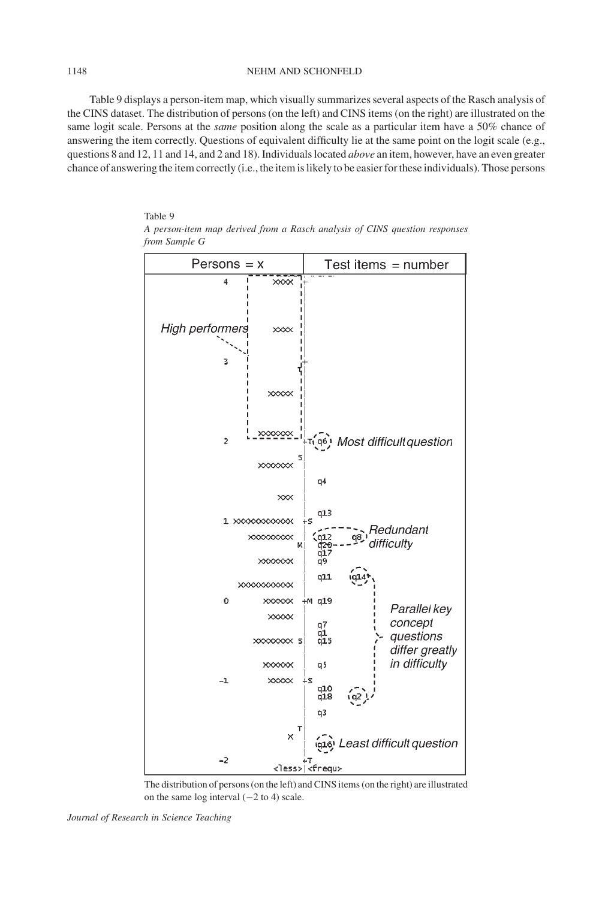Table 9 displays a person-item map, which visually summarizes several aspects of the Rasch analysis of the CINS dataset. The distribution of persons (on the left) and CINS items (on the right) are illustrated on the same logit scale. Persons at the *same* position along the scale as a particular item have a 50% chance of answering the item correctly. Questions of equivalent difficulty lie at the same point on the logit scale (e.g., questions 8 and 12, 11 and 14, and 2 and 18). Individuals located *above* an item, however, have an even greater chance of answering the item correctly (i.e., the item is likely to be easier for these individuals). Those persons

Table 9

*A person-item map derived from a Rasch analysis of CINS question responses from Sample G*

```
        Persons = x          |   Test items = number
 4               XXXX       +
                            |
 High performers XXXX       |
                            |
 3                          +
                           T|
                 XXXX       |
                            |
 2             XXXXXX      +T  q6   Most difficult question
                           S|
               XXXXXX       |
                            |  q4
                  XXX       |
                            |  q13
 1   XXXXXXXXXXXX          +S
             XXXXXXXX       |  q12    q8   Redundant difficulty
                           M|  q20
                            |  q17
               XXXXXX       |  q9
                            |  q11   q14
          XXXXXXXXXXX       |
 0              XXXXX      +M  q19          Parallel key
                XXXXX       |                concept
                            |  q7            questions
                            |  q1            differ greatly
             XXXXXXXX      S|  q15           in difficulty
                XXXXX       |  q5
 -1             XXXXX      +S
                            |  q10
                            |  q18   q2
                            |  q3
                           T|
                    X       |  q16   Least difficult question
 -2                        +T
                       <less>|<frequ>
```

The distribution of persons (on the left) and CINS items (on the right) are illustrated on the same log interval (−2 to 4) scale.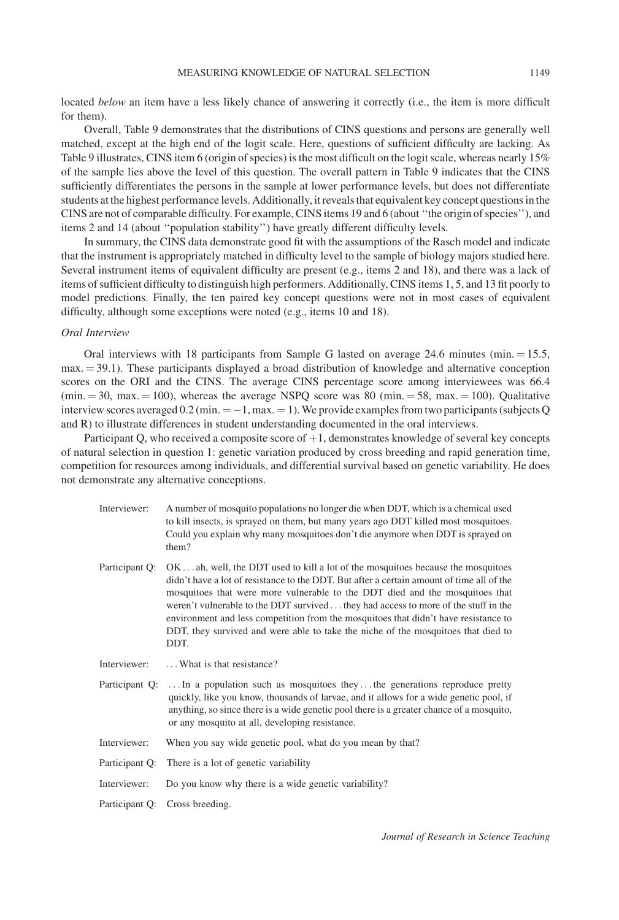located *below* an item have a less likely chance of answering it correctly (i.e., the item is more difficult for them).

Overall, Table 9 demonstrates that the distributions of CINS questions and persons are generally well matched, except at the high end of the logit scale. Here, questions of sufficient difficulty are lacking. As Table 9 illustrates, CINS item 6 (origin of species) is the most difficult on the logit scale, whereas nearly 15% of the sample lies above the level of this question. The overall pattern in Table 9 indicates that the CINS sufficiently differentiates the persons in the sample at lower performance levels, but does not differentiate students at the highest performance levels. Additionally, it reveals that equivalent key concept questions in the CINS are not of comparable difficulty. For example, CINS items 19 and 6 (about ''the origin of species''), and items 2 and 14 (about ''population stability'') have greatly different difficulty levels.

In summary, the CINS data demonstrate good fit with the assumptions of the Rasch model and indicate that the instrument is appropriately matched in difficulty level to the sample of biology majors studied here. Several instrument items of equivalent difficulty are present (e.g., items 2 and 18), and there was a lack of items of sufficient difficulty to distinguish high performers. Additionally, CINS items 1, 5, and 13 fit poorly to model predictions. Finally, the ten paired key concept questions were not in most cases of equivalent difficulty, although some exceptions were noted (e.g., items 10 and 18).

*Oral Interview*

Oral interviews with 18 participants from Sample G lasted on average 24.6 minutes (min. = 15.5, max. = 39.1). These participants displayed a broad distribution of knowledge and alternative conception scores on the ORI and the CINS. The average CINS percentage score among interviewees was 66.4 (min. = 30, max. = 100), whereas the average NSPQ score was 80 (min. = 58, max. = 100). Qualitative interview scores averaged 0.2 (min. = −1, max. = 1). We provide examples from two participants (subjects Q and R) to illustrate differences in student understanding documented in the oral interviews.

Participant Q, who received a composite score of +1, demonstrates knowledge of several key concepts of natural selection in question 1: genetic variation produced by cross breeding and rapid generation time, competition for resources among individuals, and differential survival based on genetic variability. He does not demonstrate any alternative conceptions.

Interviewer: A number of mosquito populations no longer die when DDT, which is a chemical used to kill insects, is sprayed on them, but many years ago DDT killed most mosquitoes. Could you explain why many mosquitoes don't die anymore when DDT is sprayed on them?

Participant Q: OK . . . ah, well, the DDT used to kill a lot of the mosquitoes because the mosquitoes didn't have a lot of resistance to the DDT. But after a certain amount of time all of the mosquitoes that were more vulnerable to the DDT died and the mosquitoes that weren't vulnerable to the DDT survived . . . they had access to more of the stuff in the environment and less competition from the mosquitoes that didn't have resistance to DDT, they survived and were able to take the niche of the mosquitoes that died to DDT.

Interviewer: . . . What is that resistance?

Participant Q: . . . In a population such as mosquitoes they . . . the generations reproduce pretty quickly, like you know, thousands of larvae, and it allows for a wide genetic pool, if anything, so since there is a wide genetic pool there is a greater chance of a mosquito, or any mosquito at all, developing resistance.

Interviewer: When you say wide genetic pool, what do you mean by that?

Participant Q: There is a lot of genetic variability

Interviewer: Do you know why there is a wide genetic variability?

Participant Q: Cross breeding.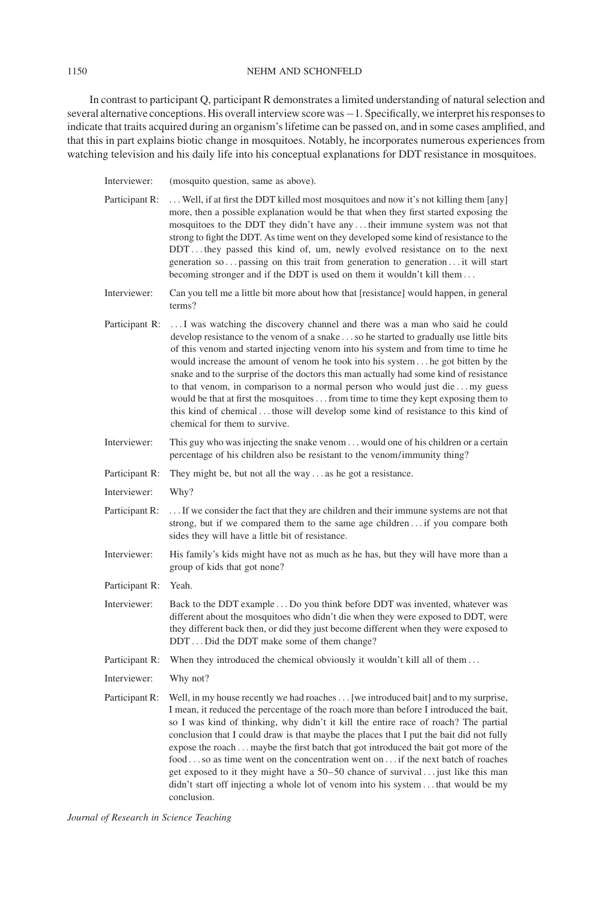In contrast to participant Q, participant R demonstrates a limited understanding of natural selection and several alternative conceptions. His overall interview score was −1. Specifically, we interpret his responses to indicate that traits acquired during an organism's lifetime can be passed on, and in some cases amplified, and that this in part explains biotic change in mosquitoes. Notably, he incorporates numerous experiences from watching television and his daily life into his conceptual explanations for DDT resistance in mosquitoes.

Interviewer: (mosquito question, same as above).

Participant R: . . . Well, if at first the DDT killed most mosquitoes and now it's not killing them [any] more, then a possible explanation would be that when they first started exposing the mosquitoes to the DDT they didn't have any . . . their immune system was not that strong to fight the DDT. As time went on they developed some kind of resistance to the DDT . . . they passed this kind of, um, newly evolved resistance on to the next generation so . . . passing on this trait from generation to generation . . . it will start becoming stronger and if the DDT is used on them it wouldn't kill them . . .

Interviewer: Can you tell me a little bit more about how that [resistance] would happen, in general terms?

Participant R: . . . I was watching the discovery channel and there was a man who said he could develop resistance to the venom of a snake . . . so he started to gradually use little bits of this venom and started injecting venom into his system and from time to time he would increase the amount of venom he took into his system . . . he got bitten by the snake and to the surprise of the doctors this man actually had some kind of resistance to that venom, in comparison to a normal person who would just die . . . my guess would be that at first the mosquitoes . . . from time to time they kept exposing them to this kind of chemical . . . those will develop some kind of resistance to this kind of chemical for them to survive.

Interviewer: This guy who was injecting the snake venom . . . would one of his children or a certain percentage of his children also be resistant to the venom/immunity thing?

Participant R: They might be, but not all the way . . . as he got a resistance.

Interviewer: Why?

Participant R: . . . If we consider the fact that they are children and their immune systems are not that strong, but if we compared them to the same age children . . . if you compare both sides they will have a little bit of resistance.

Interviewer: His family's kids might have not as much as he has, but they will have more than a group of kids that got none?

Participant R: Yeah.

Interviewer: Back to the DDT example . . . Do you think before DDT was invented, whatever was different about the mosquitoes who didn't die when they were exposed to DDT, were they different back then, or did they just become different when they were exposed to DDT . . . Did the DDT make some of them change?

Participant R: When they introduced the chemical obviously it wouldn't kill all of them . . .

Interviewer: Why not?

Participant R: Well, in my house recently we had roaches . . . [we introduced bait] and to my surprise, I mean, it reduced the percentage of the roach more than before I introduced the bait, so I was kind of thinking, why didn't it kill the entire race of roach? The partial conclusion that I could draw is that maybe the places that I put the bait did not fully expose the roach . . . maybe the first batch that got introduced the bait got more of the food . . . so as time went on the concentration went on . . . if the next batch of roaches get exposed to it they might have a 50–50 chance of survival . . . just like this man didn't start off injecting a whole lot of venom into his system . . . that would be my conclusion.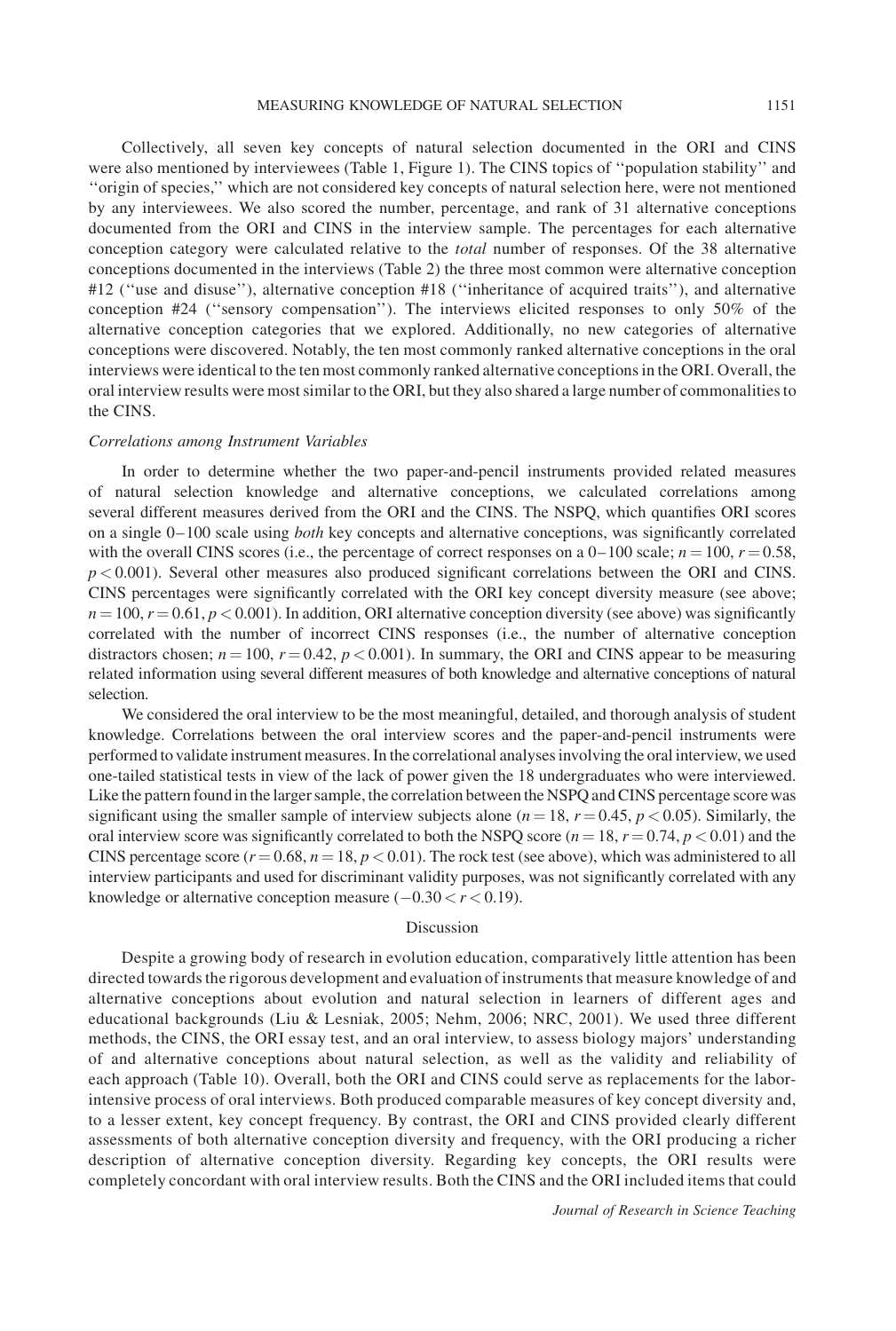Collectively, all seven key concepts of natural selection documented in the ORI and CINS were also mentioned by interviewees (Table 1, Figure 1). The CINS topics of ''population stability'' and ''origin of species,'' which are not considered key concepts of natural selection here, were not mentioned by any interviewees. We also scored the number, percentage, and rank of 31 alternative conceptions documented from the ORI and CINS in the interview sample. The percentages for each alternative conception category were calculated relative to the *total* number of responses. Of the 38 alternative conceptions documented in the interviews (Table 2) the three most common were alternative conception #12 (''use and disuse''), alternative conception #18 (''inheritance of acquired traits''), and alternative conception #24 (''sensory compensation''). The interviews elicited responses to only 50% of the alternative conception categories that we explored. Additionally, no new categories of alternative conceptions were discovered. Notably, the ten most commonly ranked alternative conceptions in the oral interviews were identical to the ten most commonly ranked alternative conceptions in the ORI. Overall, the oral interview results were most similar to the ORI, but they also shared a large number of commonalities to the CINS.

### *Correlations among Instrument Variables*

In order to determine whether the two paper-and-pencil instruments provided related measures of natural selection knowledge and alternative conceptions, we calculated correlations among several different measures derived from the ORI and the CINS. The NSPQ, which quantifies ORI scores on a single 0–100 scale using *both* key concepts and alternative conceptions, was significantly correlated with the overall CINS scores (i.e., the percentage of correct responses on a 0–100 scale; $n = 100$, $r = 0.58$, $p < 0.001$). Several other measures also produced significant correlations between the ORI and CINS. CINS percentages were significantly correlated with the ORI key concept diversity measure (see above; $n = 100$, $r = 0.61$, $p < 0.001$). In addition, ORI alternative conception diversity (see above) was significantly correlated with the number of incorrect CINS responses (i.e., the number of alternative conception distractors chosen; $n = 100$, $r = 0.42$, $p < 0.001$). In summary, the ORI and CINS appear to be measuring related information using several different measures of both knowledge and alternative conceptions of natural selection.

We considered the oral interview to be the most meaningful, detailed, and thorough analysis of student knowledge. Correlations between the oral interview scores and the paper-and-pencil instruments were performed to validate instrument measures. In the correlational analyses involving the oral interview, we used one-tailed statistical tests in view of the lack of power given the 18 undergraduates who were interviewed. Like the pattern found in the larger sample, the correlation between the NSPQ and CINS percentage score was significant using the smaller sample of interview subjects alone ($n = 18$, $r = 0.45$, $p < 0.05$). Similarly, the oral interview score was significantly correlated to both the NSPQ score ($n = 18$, $r = 0.74$, $p < 0.01$) and the CINS percentage score ($r = 0.68$, $n = 18$, $p < 0.01$). The rock test (see above), which was administered to all interview participants and used for discriminant validity purposes, was not significantly correlated with any knowledge or alternative conception measure ($-0.30 < r < 0.19$).

## Discussion

Despite a growing body of research in evolution education, comparatively little attention has been directed towards the rigorous development and evaluation of instruments that measure knowledge of and alternative conceptions about evolution and natural selection in learners of different ages and educational backgrounds (Liu & Lesniak, 2005; Nehm, 2006; NRC, 2001). We used three different methods, the CINS, the ORI essay test, and an oral interview, to assess biology majors' understanding of and alternative conceptions about natural selection, as well as the validity and reliability of each approach (Table 10). Overall, both the ORI and CINS could serve as replacements for the labor-intensive process of oral interviews. Both produced comparable measures of key concept diversity and, to a lesser extent, key concept frequency. By contrast, the ORI and CINS provided clearly different assessments of both alternative conception diversity and frequency, with the ORI producing a richer description of alternative conception diversity. Regarding key concepts, the ORI results were completely concordant with oral interview results. Both the CINS and the ORI included items that could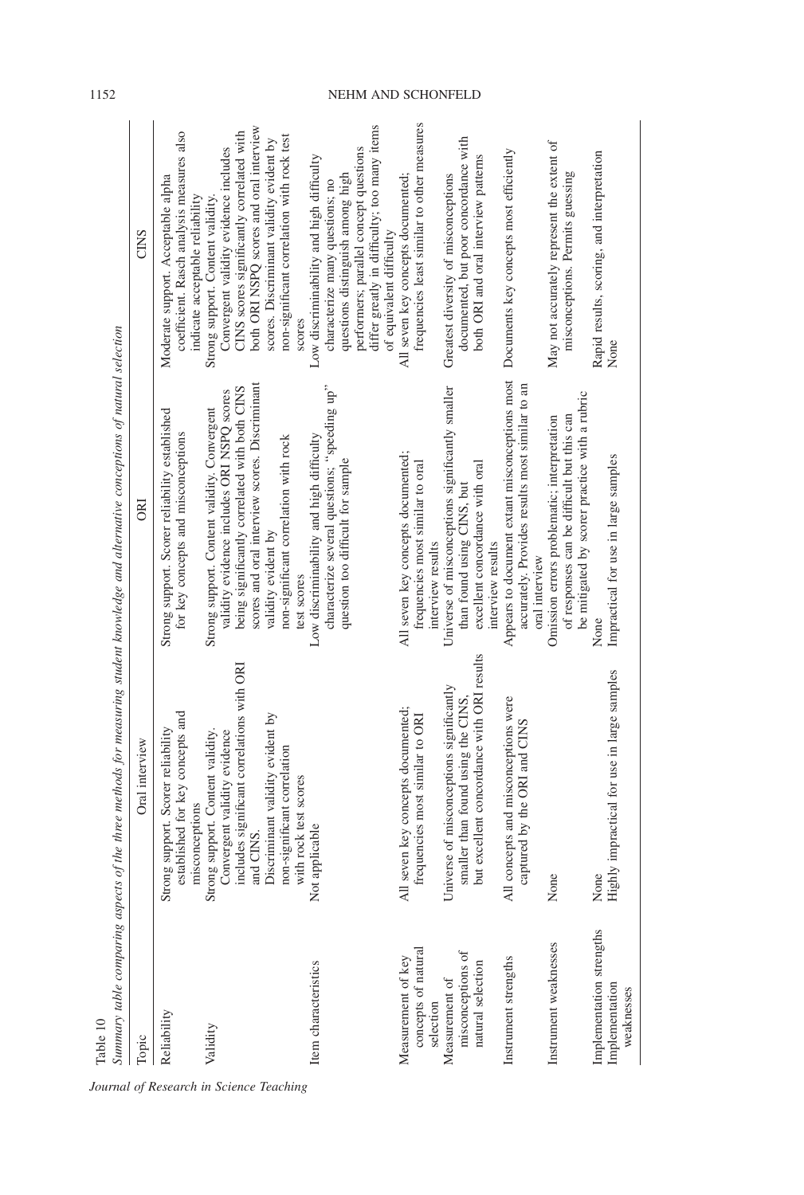Table 10
*Summary table comparing aspects of the three methods for measuring student knowledge and alternative conceptions of natural selection*

| Topic | Oral interview | ORI | CINS |
|---|---|---|---|
| Reliability | Strong support. Scorer reliability established for key concepts and misconceptions | Strong support. Scorer reliability established for key concepts and misconceptions | Moderate support. Acceptable alpha coefficient. Rasch analysis measures also indicate acceptable reliability |
| Validity | Strong support. Content validity. Convergent validity evidence includes significant correlations with ORI and CINS. Discriminant validity evident by non-significant correlation with rock test scores | Strong support. Content validity. Convergent validity evidence includes ORI NSPQ scores being significantly correlated with both CINS scores and oral interview scores. Discriminant validity evident by non-significant correlation with rock test scores | Strong support. Content validity. Convergent validity evidence includes CINS scores significantly correlated with both ORI NSPQ scores and oral interview scores. Discriminant validity evident by non-significant correlation with rock test scores |
| Item characteristics | Not applicable | Low discriminability and high difficulty characterize several questions; "speeding up" question too difficult for sample | Low discriminability and high difficulty characterize many questions; no questions distinguish among high performers; parallel concept questions differ greatly in difficulty; too many items of equivalent difficulty |
| Measurement of key concepts of natural selection | All seven key concepts documented; frequencies most similar to ORI | All seven key concepts documented; frequencies most similar to oral interview results | All seven key concepts documented; frequencies least similar to other measures |
| Measurement of misconceptions of natural selection | Universe of misconceptions significantly smaller than found using the CINS, but excellent concordance with ORI results | Universe of misconceptions significantly smaller than found using CINS, but excellent concordance with oral interview results | Greatest diversity of misconceptions documented, but poor concordance with both ORI and oral interview patterns |
| Instrument strengths | All concepts and misconceptions were captured by the ORI and CINS | Appears to document extant misconceptions most accurately. Provides results most similar to an oral interview | Documents key concepts most efficiently |
| Instrument weaknesses | None | Omission errors problematic; interpretation of responses can be difficult but this can be mitigated by scorer practice with a rubric | May not accurately represent the extent of misconceptions. Permits guessing |
| Implementation strengths | None | None | Rapid results, scoring, and interpretation |
| Implementation weaknesses | Highly impractical for use in large samples | Impractical for use in large samples | None |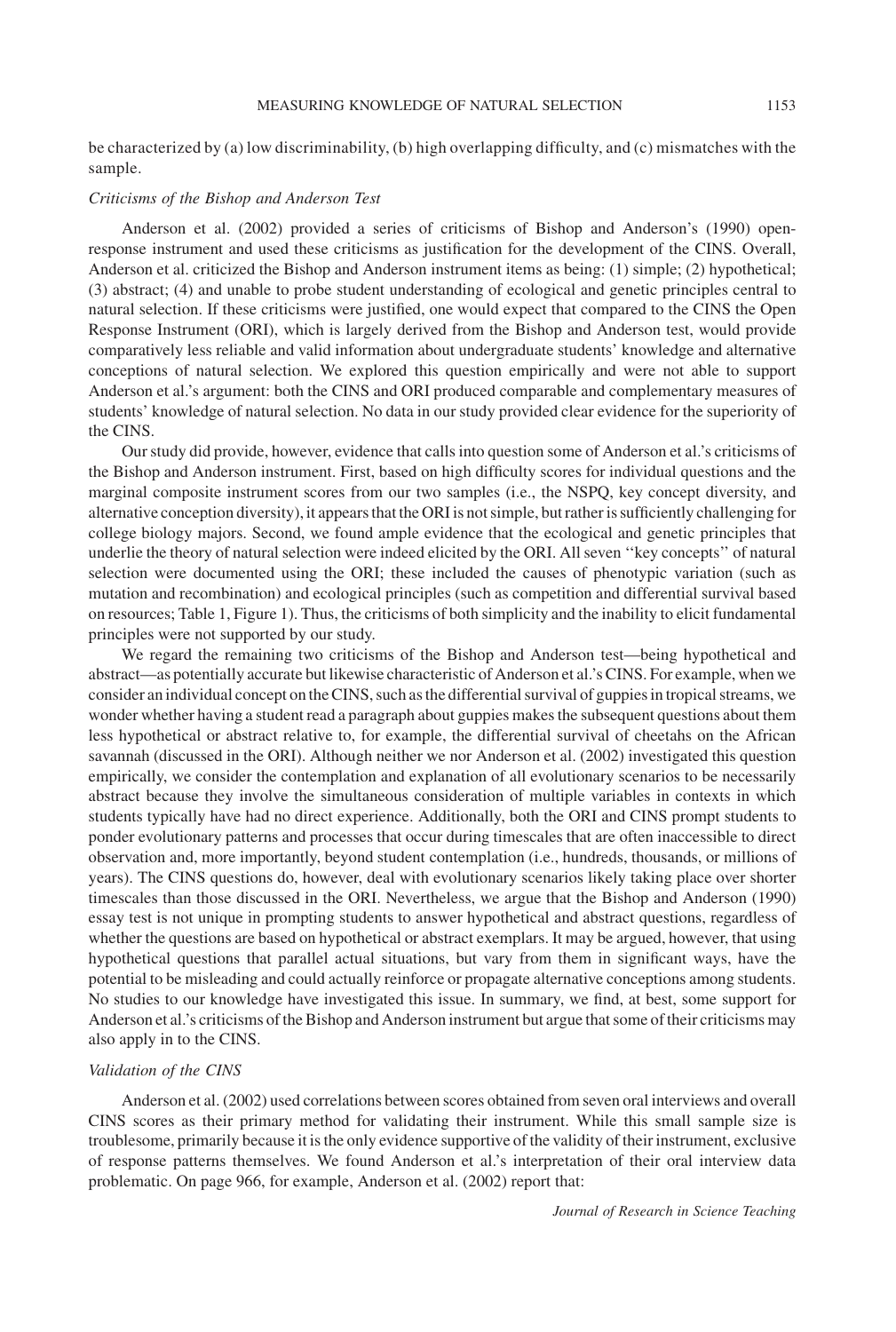be characterized by (a) low discriminability, (b) high overlapping difficulty, and (c) mismatches with the sample.

### *Criticisms of the Bishop and Anderson Test*

Anderson et al. (2002) provided a series of criticisms of Bishop and Anderson's (1990) open-response instrument and used these criticisms as justification for the development of the CINS. Overall, Anderson et al. criticized the Bishop and Anderson instrument items as being: (1) simple; (2) hypothetical; (3) abstract; (4) and unable to probe student understanding of ecological and genetic principles central to natural selection. If these criticisms were justified, one would expect that compared to the CINS the Open Response Instrument (ORI), which is largely derived from the Bishop and Anderson test, would provide comparatively less reliable and valid information about undergraduate students' knowledge and alternative conceptions of natural selection. We explored this question empirically and were not able to support Anderson et al.'s argument: both the CINS and ORI produced comparable and complementary measures of students' knowledge of natural selection. No data in our study provided clear evidence for the superiority of the CINS.

Our study did provide, however, evidence that calls into question some of Anderson et al.'s criticisms of the Bishop and Anderson instrument. First, based on high difficulty scores for individual questions and the marginal composite instrument scores from our two samples (i.e., the NSPQ, key concept diversity, and alternative conception diversity), it appears that the ORI is not simple, but rather is sufficiently challenging for college biology majors. Second, we found ample evidence that the ecological and genetic principles that underlie the theory of natural selection were indeed elicited by the ORI. All seven ''key concepts'' of natural selection were documented using the ORI; these included the causes of phenotypic variation (such as mutation and recombination) and ecological principles (such as competition and differential survival based on resources; Table 1, Figure 1). Thus, the criticisms of both simplicity and the inability to elicit fundamental principles were not supported by our study.

We regard the remaining two criticisms of the Bishop and Anderson test—being hypothetical and abstract—as potentially accurate but likewise characteristic of Anderson et al.'s CINS. For example, when we consider an individual concept on the CINS, such as the differential survival of guppies in tropical streams, we wonder whether having a student read a paragraph about guppies makes the subsequent questions about them less hypothetical or abstract relative to, for example, the differential survival of cheetahs on the African savannah (discussed in the ORI). Although neither we nor Anderson et al. (2002) investigated this question empirically, we consider the contemplation and explanation of all evolutionary scenarios to be necessarily abstract because they involve the simultaneous consideration of multiple variables in contexts in which students typically have had no direct experience. Additionally, both the ORI and CINS prompt students to ponder evolutionary patterns and processes that occur during timescales that are often inaccessible to direct observation and, more importantly, beyond student contemplation (i.e., hundreds, thousands, or millions of years). The CINS questions do, however, deal with evolutionary scenarios likely taking place over shorter timescales than those discussed in the ORI. Nevertheless, we argue that the Bishop and Anderson (1990) essay test is not unique in prompting students to answer hypothetical and abstract questions, regardless of whether the questions are based on hypothetical or abstract exemplars. It may be argued, however, that using hypothetical questions that parallel actual situations, but vary from them in significant ways, have the potential to be misleading and could actually reinforce or propagate alternative conceptions among students. No studies to our knowledge have investigated this issue. In summary, we find, at best, some support for Anderson et al.'s criticisms of the Bishop and Anderson instrument but argue that some of their criticisms may also apply in to the CINS.

### *Validation of the CINS*

Anderson et al. (2002) used correlations between scores obtained from seven oral interviews and overall CINS scores as their primary method for validating their instrument. While this small sample size is troublesome, primarily because it is the only evidence supportive of the validity of their instrument, exclusive of response patterns themselves. We found Anderson et al.'s interpretation of their oral interview data problematic. On page 966, for example, Anderson et al. (2002) report that: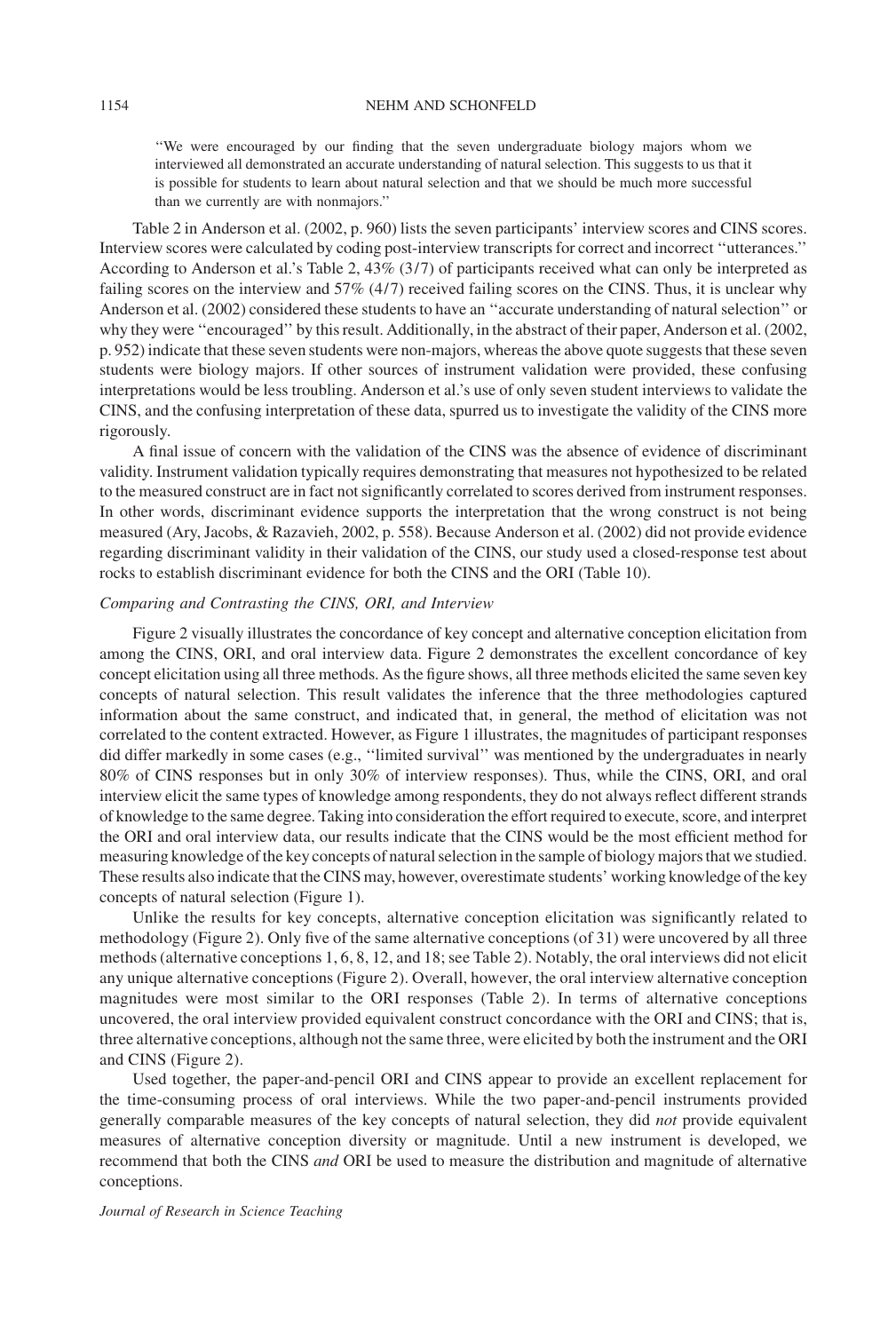"We were encouraged by our finding that the seven undergraduate biology majors whom we interviewed all demonstrated an accurate understanding of natural selection. This suggests to us that it is possible for students to learn about natural selection and that we should be much more successful than we currently are with nonmajors."

Table 2 in Anderson et al. (2002, p. 960) lists the seven participants' interview scores and CINS scores. Interview scores were calculated by coding post-interview transcripts for correct and incorrect "utterances." According to Anderson et al.'s Table 2, 43% (3/7) of participants received what can only be interpreted as failing scores on the interview and 57% (4/7) received failing scores on the CINS. Thus, it is unclear why Anderson et al. (2002) considered these students to have an "accurate understanding of natural selection" or why they were "encouraged" by this result. Additionally, in the abstract of their paper, Anderson et al. (2002, p. 952) indicate that these seven students were non-majors, whereas the above quote suggests that these seven students were biology majors. If other sources of instrument validation were provided, these confusing interpretations would be less troubling. Anderson et al.'s use of only seven student interviews to validate the CINS, and the confusing interpretation of these data, spurred us to investigate the validity of the CINS more rigorously.

A final issue of concern with the validation of the CINS was the absence of evidence of discriminant validity. Instrument validation typically requires demonstrating that measures not hypothesized to be related to the measured construct are in fact not significantly correlated to scores derived from instrument responses. In other words, discriminant evidence supports the interpretation that the wrong construct is not being measured (Ary, Jacobs, & Razavieh, 2002, p. 558). Because Anderson et al. (2002) did not provide evidence regarding discriminant validity in their validation of the CINS, our study used a closed-response test about rocks to establish discriminant evidence for both the CINS and the ORI (Table 10).

### *Comparing and Contrasting the CINS, ORI, and Interview*

Figure 2 visually illustrates the concordance of key concept and alternative conception elicitation from among the CINS, ORI, and oral interview data. Figure 2 demonstrates the excellent concordance of key concept elicitation using all three methods. As the figure shows, all three methods elicited the same seven key concepts of natural selection. This result validates the inference that the three methodologies captured information about the same construct, and indicated that, in general, the method of elicitation was not correlated to the content extracted. However, as Figure 1 illustrates, the magnitudes of participant responses did differ markedly in some cases (e.g., "limited survival" was mentioned by the undergraduates in nearly 80% of CINS responses but in only 30% of interview responses). Thus, while the CINS, ORI, and oral interview elicit the same types of knowledge among respondents, they do not always reflect different strands of knowledge to the same degree. Taking into consideration the effort required to execute, score, and interpret the ORI and oral interview data, our results indicate that the CINS would be the most efficient method for measuring knowledge of the key concepts of natural selection in the sample of biology majors that we studied. These results also indicate that the CINS may, however, overestimate students' working knowledge of the key concepts of natural selection (Figure 1).

Unlike the results for key concepts, alternative conception elicitation was significantly related to methodology (Figure 2). Only five of the same alternative conceptions (of 31) were uncovered by all three methods (alternative conceptions 1, 6, 8, 12, and 18; see Table 2). Notably, the oral interviews did not elicit any unique alternative conceptions (Figure 2). Overall, however, the oral interview alternative conception magnitudes were most similar to the ORI responses (Table 2). In terms of alternative conceptions uncovered, the oral interview provided equivalent construct concordance with the ORI and CINS; that is, three alternative conceptions, although not the same three, were elicited by both the instrument and the ORI and CINS (Figure 2).

Used together, the paper-and-pencil ORI and CINS appear to provide an excellent replacement for the time-consuming process of oral interviews. While the two paper-and-pencil instruments provided generally comparable measures of the key concepts of natural selection, they did *not* provide equivalent measures of alternative conception diversity or magnitude. Until a new instrument is developed, we recommend that both the CINS *and* ORI be used to measure the distribution and magnitude of alternative conceptions.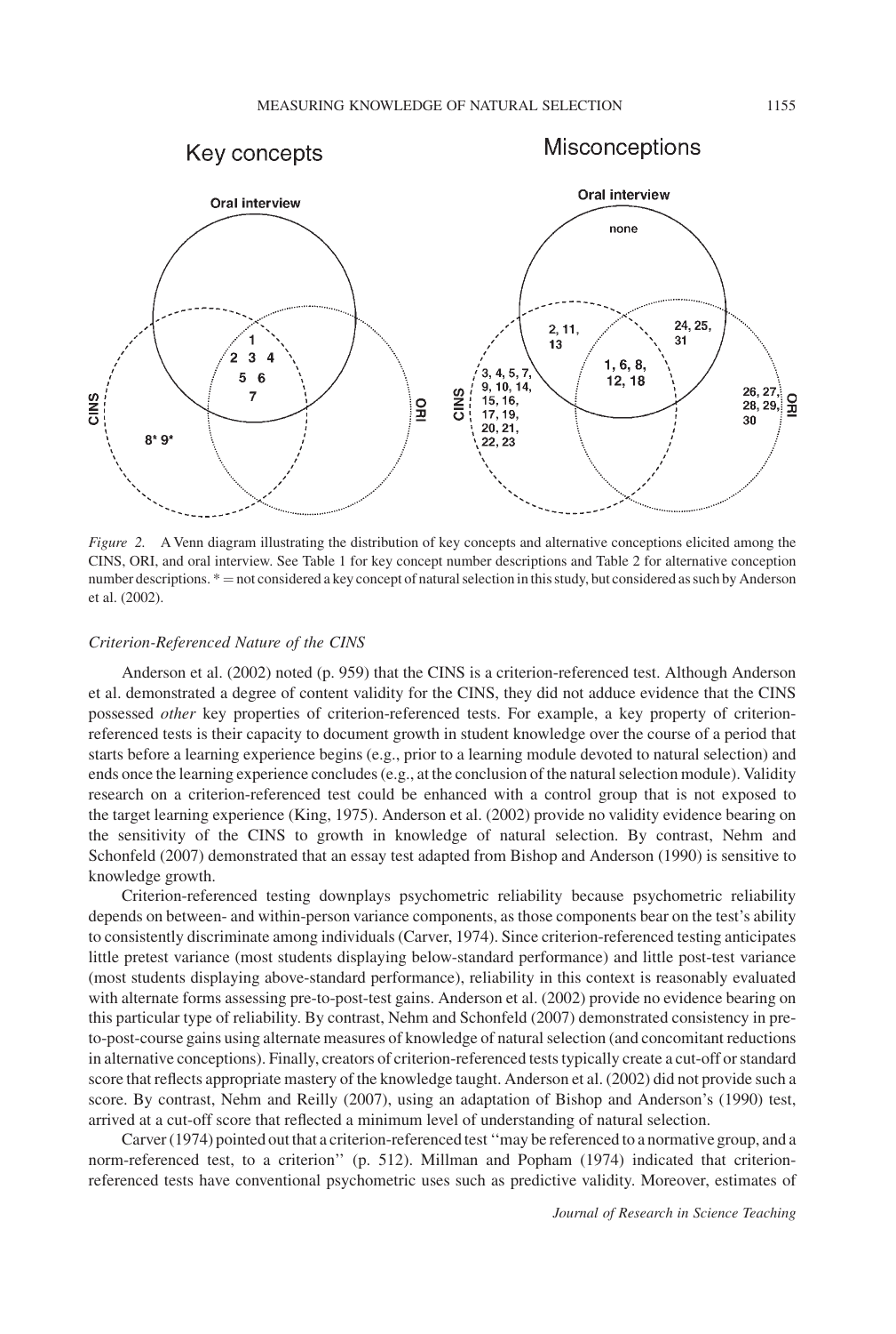*Figure 2.* A Venn diagram illustrating the distribution of key concepts and alternative conceptions elicited among the CINS, ORI, and oral interview. See Table 1 for key concept number descriptions and Table 2 for alternative conception number descriptions. * = not considered a key concept of natural selection in this study, but considered as such by Anderson et al. (2002).

### *Criterion-Referenced Nature of the CINS*

Anderson et al. (2002) noted (p. 959) that the CINS is a criterion-referenced test. Although Anderson et al. demonstrated a degree of content validity for the CINS, they did not adduce evidence that the CINS possessed *other* key properties of criterion-referenced tests. For example, a key property of criterion-referenced tests is their capacity to document growth in student knowledge over the course of a period that starts before a learning experience begins (e.g., prior to a learning module devoted to natural selection) and ends once the learning experience concludes (e.g., at the conclusion of the natural selection module). Validity research on a criterion-referenced test could be enhanced with a control group that is not exposed to the target learning experience (King, 1975). Anderson et al. (2002) provide no validity evidence bearing on the sensitivity of the CINS to growth in knowledge of natural selection. By contrast, Nehm and Schonfeld (2007) demonstrated that an essay test adapted from Bishop and Anderson (1990) is sensitive to knowledge growth.

Criterion-referenced testing downplays psychometric reliability because psychometric reliability depends on between- and within-person variance components, as those components bear on the test's ability to consistently discriminate among individuals (Carver, 1974). Since criterion-referenced testing anticipates little pretest variance (most students displaying below-standard performance) and little post-test variance (most students displaying above-standard performance), reliability in this context is reasonably evaluated with alternate forms assessing pre-to-post-test gains. Anderson et al. (2002) provide no evidence bearing on this particular type of reliability. By contrast, Nehm and Schonfeld (2007) demonstrated consistency in pre-to-post-course gains using alternate measures of knowledge of natural selection (and concomitant reductions in alternative conceptions). Finally, creators of criterion-referenced tests typically create a cut-off or standard score that reflects appropriate mastery of the knowledge taught. Anderson et al. (2002) did not provide such a score. By contrast, Nehm and Reilly (2007), using an adaptation of Bishop and Anderson's (1990) test, arrived at a cut-off score that reflected a minimum level of understanding of natural selection.

Carver (1974) pointed out that a criterion-referenced test "may be referenced to a normative group, and a norm-referenced test, to a criterion" (p. 512). Millman and Popham (1974) indicated that criterion-referenced tests have conventional psychometric uses such as predictive validity. Moreover, estimates of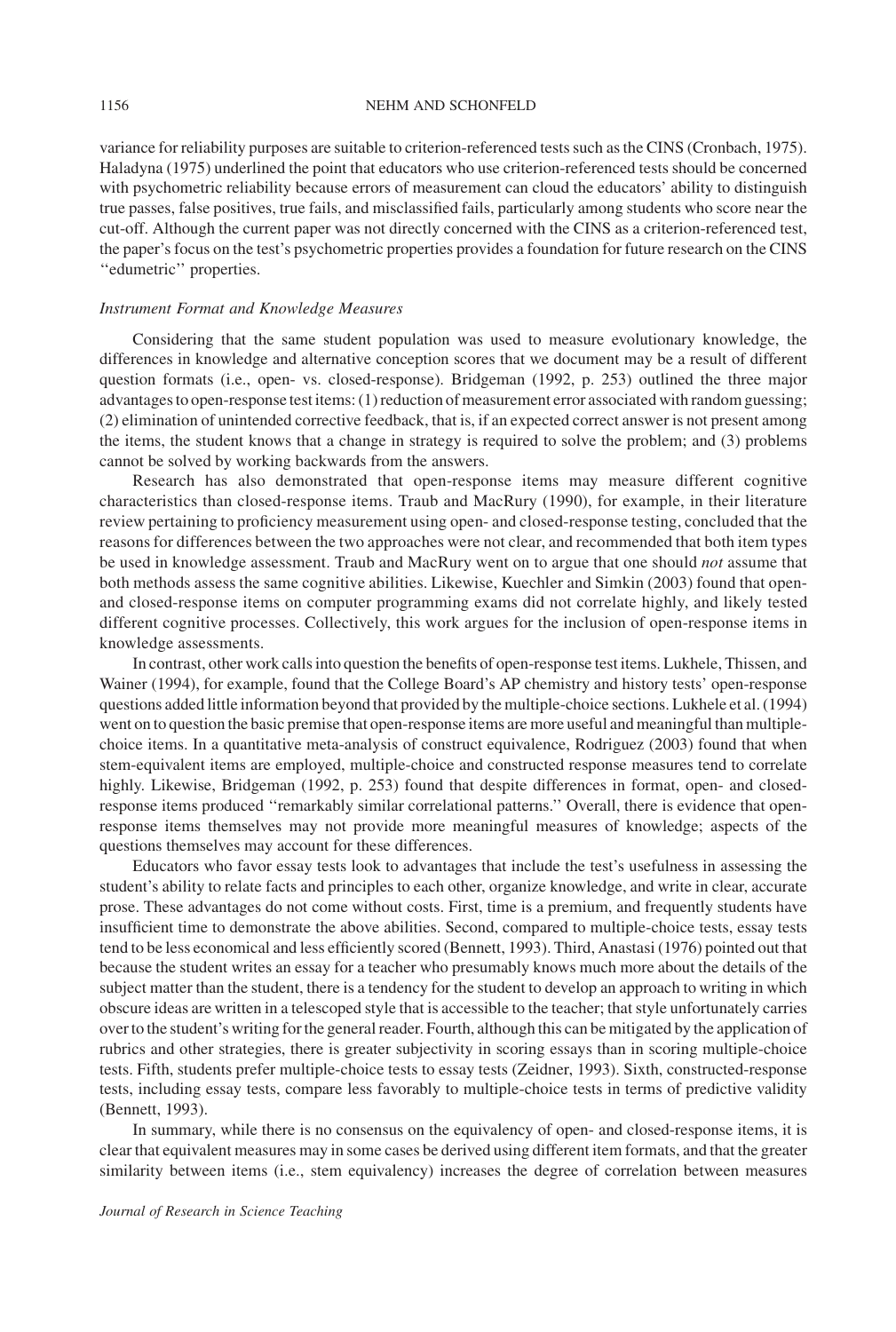variance for reliability purposes are suitable to criterion-referenced tests such as the CINS (Cronbach, 1975). Haladyna (1975) underlined the point that educators who use criterion-referenced tests should be concerned with psychometric reliability because errors of measurement can cloud the educators' ability to distinguish true passes, false positives, true fails, and misclassified fails, particularly among students who score near the cut-off. Although the current paper was not directly concerned with the CINS as a criterion-referenced test, the paper's focus on the test's psychometric properties provides a foundation for future research on the CINS ''edumetric'' properties.

### *Instrument Format and Knowledge Measures*

Considering that the same student population was used to measure evolutionary knowledge, the differences in knowledge and alternative conception scores that we document may be a result of different question formats (i.e., open- vs. closed-response). Bridgeman (1992, p. 253) outlined the three major advantages to open-response test items: (1) reduction of measurement error associated with random guessing; (2) elimination of unintended corrective feedback, that is, if an expected correct answer is not present among the items, the student knows that a change in strategy is required to solve the problem; and (3) problems cannot be solved by working backwards from the answers.

Research has also demonstrated that open-response items may measure different cognitive characteristics than closed-response items. Traub and MacRury (1990), for example, in their literature review pertaining to proficiency measurement using open- and closed-response testing, concluded that the reasons for differences between the two approaches were not clear, and recommended that both item types be used in knowledge assessment. Traub and MacRury went on to argue that one should *not* assume that both methods assess the same cognitive abilities. Likewise, Kuechler and Simkin (2003) found that open- and closed-response items on computer programming exams did not correlate highly, and likely tested different cognitive processes. Collectively, this work argues for the inclusion of open-response items in knowledge assessments.

In contrast, other work calls into question the benefits of open-response test items. Lukhele, Thissen, and Wainer (1994), for example, found that the College Board's AP chemistry and history tests' open-response questions added little information beyond that provided by the multiple-choice sections. Lukhele et al. (1994) went on to question the basic premise that open-response items are more useful and meaningful than multiple-choice items. In a quantitative meta-analysis of construct equivalence, Rodriguez (2003) found that when stem-equivalent items are employed, multiple-choice and constructed response measures tend to correlate highly. Likewise, Bridgeman (1992, p. 253) found that despite differences in format, open- and closed-response items produced ''remarkably similar correlational patterns.'' Overall, there is evidence that open-response items themselves may not provide more meaningful measures of knowledge; aspects of the questions themselves may account for these differences.

Educators who favor essay tests look to advantages that include the test's usefulness in assessing the student's ability to relate facts and principles to each other, organize knowledge, and write in clear, accurate prose. These advantages do not come without costs. First, time is a premium, and frequently students have insufficient time to demonstrate the above abilities. Second, compared to multiple-choice tests, essay tests tend to be less economical and less efficiently scored (Bennett, 1993). Third, Anastasi (1976) pointed out that because the student writes an essay for a teacher who presumably knows much more about the details of the subject matter than the student, there is a tendency for the student to develop an approach to writing in which obscure ideas are written in a telescoped style that is accessible to the teacher; that style unfortunately carries over to the student's writing for the general reader. Fourth, although this can be mitigated by the application of rubrics and other strategies, there is greater subjectivity in scoring essays than in scoring multiple-choice tests. Fifth, students prefer multiple-choice tests to essay tests (Zeidner, 1993). Sixth, constructed-response tests, including essay tests, compare less favorably to multiple-choice tests in terms of predictive validity (Bennett, 1993).

In summary, while there is no consensus on the equivalency of open- and closed-response items, it is clear that equivalent measures may in some cases be derived using different item formats, and that the greater similarity between items (i.e., stem equivalency) increases the degree of correlation between measures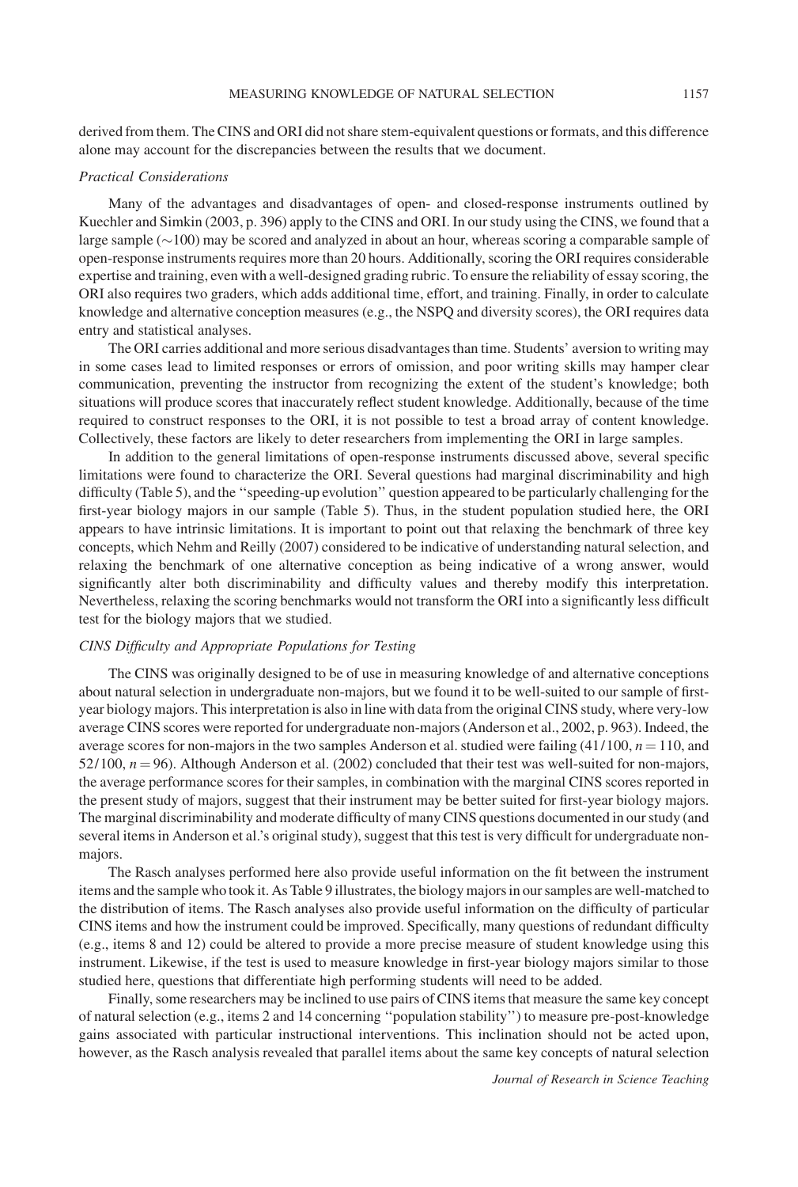derived from them. The CINS and ORI did not share stem-equivalent questions or formats, and this difference alone may account for the discrepancies between the results that we document.

*Practical Considerations*

Many of the advantages and disadvantages of open- and closed-response instruments outlined by Kuechler and Simkin (2003, p. 396) apply to the CINS and ORI. In our study using the CINS, we found that a large sample (~100) may be scored and analyzed in about an hour, whereas scoring a comparable sample of open-response instruments requires more than 20 hours. Additionally, scoring the ORI requires considerable expertise and training, even with a well-designed grading rubric. To ensure the reliability of essay scoring, the ORI also requires two graders, which adds additional time, effort, and training. Finally, in order to calculate knowledge and alternative conception measures (e.g., the NSPQ and diversity scores), the ORI requires data entry and statistical analyses.

The ORI carries additional and more serious disadvantages than time. Students' aversion to writing may in some cases lead to limited responses or errors of omission, and poor writing skills may hamper clear communication, preventing the instructor from recognizing the extent of the student's knowledge; both situations will produce scores that inaccurately reflect student knowledge. Additionally, because of the time required to construct responses to the ORI, it is not possible to test a broad array of content knowledge. Collectively, these factors are likely to deter researchers from implementing the ORI in large samples.

In addition to the general limitations of open-response instruments discussed above, several specific limitations were found to characterize the ORI. Several questions had marginal discriminability and high difficulty (Table 5), and the ''speeding-up evolution'' question appeared to be particularly challenging for the first-year biology majors in our sample (Table 5). Thus, in the student population studied here, the ORI appears to have intrinsic limitations. It is important to point out that relaxing the benchmark of three key concepts, which Nehm and Reilly (2007) considered to be indicative of understanding natural selection, and relaxing the benchmark of one alternative conception as being indicative of a wrong answer, would significantly alter both discriminability and difficulty values and thereby modify this interpretation. Nevertheless, relaxing the scoring benchmarks would not transform the ORI into a significantly less difficult test for the biology majors that we studied.

*CINS Difficulty and Appropriate Populations for Testing*

The CINS was originally designed to be of use in measuring knowledge of and alternative conceptions about natural selection in undergraduate non-majors, but we found it to be well-suited to our sample of first-year biology majors. This interpretation is also in line with data from the original CINS study, where very-low average CINS scores were reported for undergraduate non-majors (Anderson et al., 2002, p. 963). Indeed, the average scores for non-majors in the two samples Anderson et al. studied were failing (41/100, $n = 110$, and 52/100, $n = 96$). Although Anderson et al. (2002) concluded that their test was well-suited for non-majors, the average performance scores for their samples, in combination with the marginal CINS scores reported in the present study of majors, suggest that their instrument may be better suited for first-year biology majors. The marginal discriminability and moderate difficulty of many CINS questions documented in our study (and several items in Anderson et al.'s original study), suggest that this test is very difficult for undergraduate non-majors.

The Rasch analyses performed here also provide useful information on the fit between the instrument items and the sample who took it. As Table 9 illustrates, the biology majors in our samples are well-matched to the distribution of items. The Rasch analyses also provide useful information on the difficulty of particular CINS items and how the instrument could be improved. Specifically, many questions of redundant difficulty (e.g., items 8 and 12) could be altered to provide a more precise measure of student knowledge using this instrument. Likewise, if the test is used to measure knowledge in first-year biology majors similar to those studied here, questions that differentiate high performing students will need to be added.

Finally, some researchers may be inclined to use pairs of CINS items that measure the same key concept of natural selection (e.g., items 2 and 14 concerning ''population stability'') to measure pre-post-knowledge gains associated with particular instructional interventions. This inclination should not be acted upon, however, as the Rasch analysis revealed that parallel items about the same key concepts of natural selection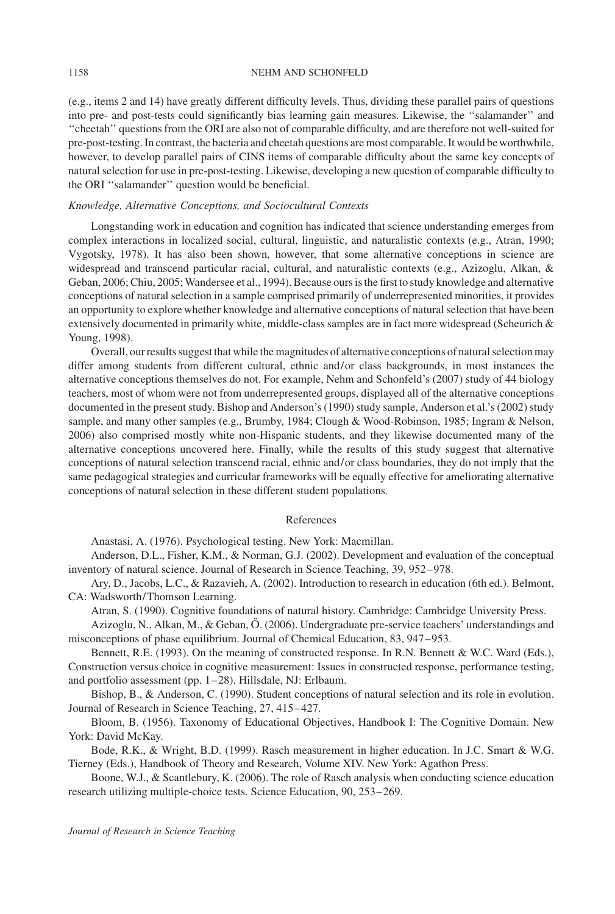(e.g., items 2 and 14) have greatly different difficulty levels. Thus, dividing these parallel pairs of questions into pre- and post-tests could significantly bias learning gain measures. Likewise, the ''salamander'' and ''cheetah'' questions from the ORI are also not of comparable difficulty, and are therefore not well-suited for pre-post-testing. In contrast, the bacteria and cheetah questions are most comparable. It would be worthwhile, however, to develop parallel pairs of CINS items of comparable difficulty about the same key concepts of natural selection for use in pre-post-testing. Likewise, developing a new question of comparable difficulty to the ORI ''salamander'' question would be beneficial.

### *Knowledge, Alternative Conceptions, and Sociocultural Contexts*

Longstanding work in education and cognition has indicated that science understanding emerges from complex interactions in localized social, cultural, linguistic, and naturalistic contexts (e.g., Atran, 1990; Vygotsky, 1978). It has also been shown, however, that some alternative conceptions in science are widespread and transcend particular racial, cultural, and naturalistic contexts (e.g., Azizoglu, Alkan, & Geban, 2006; Chiu, 2005; Wandersee et al., 1994). Because ours is the first to study knowledge and alternative conceptions of natural selection in a sample comprised primarily of underrepresented minorities, it provides an opportunity to explore whether knowledge and alternative conceptions of natural selection that have been extensively documented in primarily white, middle-class samples are in fact more widespread (Scheurich & Young, 1998).

Overall, our results suggest that while the magnitudes of alternative conceptions of natural selection may differ among students from different cultural, ethnic and/or class backgrounds, in most instances the alternative conceptions themselves do not. For example, Nehm and Schonfeld's (2007) study of 44 biology teachers, most of whom were not from underrepresented groups, displayed all of the alternative conceptions documented in the present study. Bishop and Anderson's (1990) study sample, Anderson et al.'s (2002) study sample, and many other samples (e.g., Brumby, 1984; Clough & Wood-Robinson, 1985; Ingram & Nelson, 2006) also comprised mostly white non-Hispanic students, and they likewise documented many of the alternative conceptions uncovered here. Finally, while the results of this study suggest that alternative conceptions of natural selection transcend racial, ethnic and/or class boundaries, they do not imply that the same pedagogical strategies and curricular frameworks will be equally effective for ameliorating alternative conceptions of natural selection in these different student populations.

## References

Anastasi, A. (1976). Psychological testing. New York: Macmillan.

Anderson, D.L., Fisher, K.M., & Norman, G.J. (2002). Development and evaluation of the conceptual inventory of natural science. Journal of Research in Science Teaching, 39, 952–978.

Ary, D., Jacobs, L.C., & Razavieh, A. (2002). Introduction to research in education (6th ed.). Belmont, CA: Wadsworth/Thomson Learning.

Atran, S. (1990). Cognitive foundations of natural history. Cambridge: Cambridge University Press.

Azizoglu, N., Alkan, M., & Geban, Ö. (2006). Undergraduate pre-service teachers' understandings and misconceptions of phase equilibrium. Journal of Chemical Education, 83, 947–953.

Bennett, R.E. (1993). On the meaning of constructed response. In R.N. Bennett & W.C. Ward (Eds.), Construction versus choice in cognitive measurement: Issues in constructed response, performance testing, and portfolio assessment (pp. 1–28). Hillsdale, NJ: Erlbaum.

Bishop, B., & Anderson, C. (1990). Student conceptions of natural selection and its role in evolution. Journal of Research in Science Teaching, 27, 415–427.

Bloom, B. (1956). Taxonomy of Educational Objectives, Handbook I: The Cognitive Domain. New York: David McKay.

Bode, R.K., & Wright, B.D. (1999). Rasch measurement in higher education. In J.C. Smart & W.G. Tierney (Eds.), Handbook of Theory and Research, Volume XIV. New York: Agathon Press.

Boone, W.J., & Scantlebury, K. (2006). The role of Rasch analysis when conducting science education research utilizing multiple-choice tests. Science Education, 90, 253–269.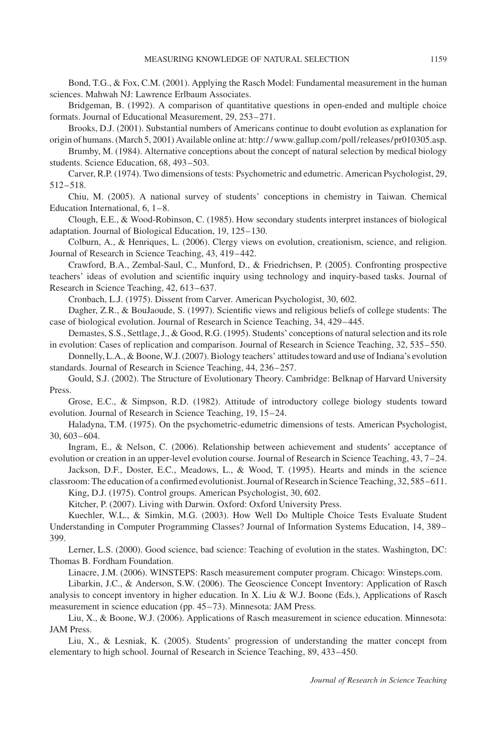Bond, T.G., & Fox, C.M. (2001). Applying the Rasch Model: Fundamental measurement in the human sciences. Mahwah NJ: Lawrence Erlbaum Associates.

Bridgeman, B. (1992). A comparison of quantitative questions in open-ended and multiple choice formats. Journal of Educational Measurement, 29, 253–271.

Brooks, D.J. (2001). Substantial numbers of Americans continue to doubt evolution as explanation for origin of humans. (March 5, 2001) Available online at: http://www.gallup.com/poll/releases/pr010305.asp.

Brumby, M. (1984). Alternative conceptions about the concept of natural selection by medical biology students. Science Education, 68, 493–503.

Carver, R.P. (1974). Two dimensions of tests: Psychometric and edumetric. American Psychologist, 29, 512–518.

Chiu, M. (2005). A national survey of students' conceptions in chemistry in Taiwan. Chemical Education International, 6, 1–8.

Clough, E.E., & Wood-Robinson, C. (1985). How secondary students interpret instances of biological adaptation. Journal of Biological Education, 19, 125–130.

Colburn, A., & Henriques, L. (2006). Clergy views on evolution, creationism, science, and religion. Journal of Research in Science Teaching, 43, 419–442.

Crawford, B.A., Zembal-Saul, C., Munford, D., & Friedrichsen, P. (2005). Confronting prospective teachers' ideas of evolution and scientific inquiry using technology and inquiry-based tasks. Journal of Research in Science Teaching, 42, 613–637.

Cronbach, L.J. (1975). Dissent from Carver. American Psychologist, 30, 602.

Dagher, Z.R., & BouJaoude, S. (1997). Scientific views and religious beliefs of college students: The case of biological evolution. Journal of Research in Science Teaching, 34, 429–445.

Demastes, S.S., Settlage, J., & Good, R.G. (1995). Students' conceptions of natural selection and its role in evolution: Cases of replication and comparison. Journal of Research in Science Teaching, 32, 535–550.

Donnelly, L.A., & Boone, W.J. (2007). Biology teachers' attitudes toward and use of Indiana's evolution standards. Journal of Research in Science Teaching, 44, 236–257.

Gould, S.J. (2002). The Structure of Evolutionary Theory. Cambridge: Belknap of Harvard University Press.

Grose, E.C., & Simpson, R.D. (1982). Attitude of introductory college biology students toward evolution. Journal of Research in Science Teaching, 19, 15–24.

Haladyna, T.M. (1975). On the psychometric-edumetric dimensions of tests. American Psychologist, 30, 603–604.

Ingram, E., & Nelson, C. (2006). Relationship between achievement and students' acceptance of evolution or creation in an upper-level evolution course. Journal of Research in Science Teaching, 43, 7–24.

Jackson, D.F., Doster, E.C., Meadows, L., & Wood, T. (1995). Hearts and minds in the science classroom: The education of a confirmed evolutionist. Journal of Research in Science Teaching, 32, 585–611.

King, D.J. (1975). Control groups. American Psychologist, 30, 602.

Kitcher, P. (2007). Living with Darwin. Oxford: Oxford University Press.

Kuechler, W.L., & Simkin, M.G. (2003). How Well Do Multiple Choice Tests Evaluate Student Understanding in Computer Programming Classes? Journal of Information Systems Education, 14, 389–399.

Lerner, L.S. (2000). Good science, bad science: Teaching of evolution in the states. Washington, DC: Thomas B. Fordham Foundation.

Linacre, J.M. (2006). WINSTEPS: Rasch measurement computer program. Chicago: Winsteps.com.

Libarkin, J.C., & Anderson, S.W. (2006). The Geoscience Concept Inventory: Application of Rasch analysis to concept inventory in higher education. In X. Liu & W.J. Boone (Eds.), Applications of Rasch measurement in science education (pp. 45–73). Minnesota: JAM Press.

Liu, X., & Boone, W.J. (2006). Applications of Rasch measurement in science education. Minnesota: JAM Press.

Liu, X., & Lesniak, K. (2005). Students' progression of understanding the matter concept from elementary to high school. Journal of Research in Science Teaching, 89, 433–450.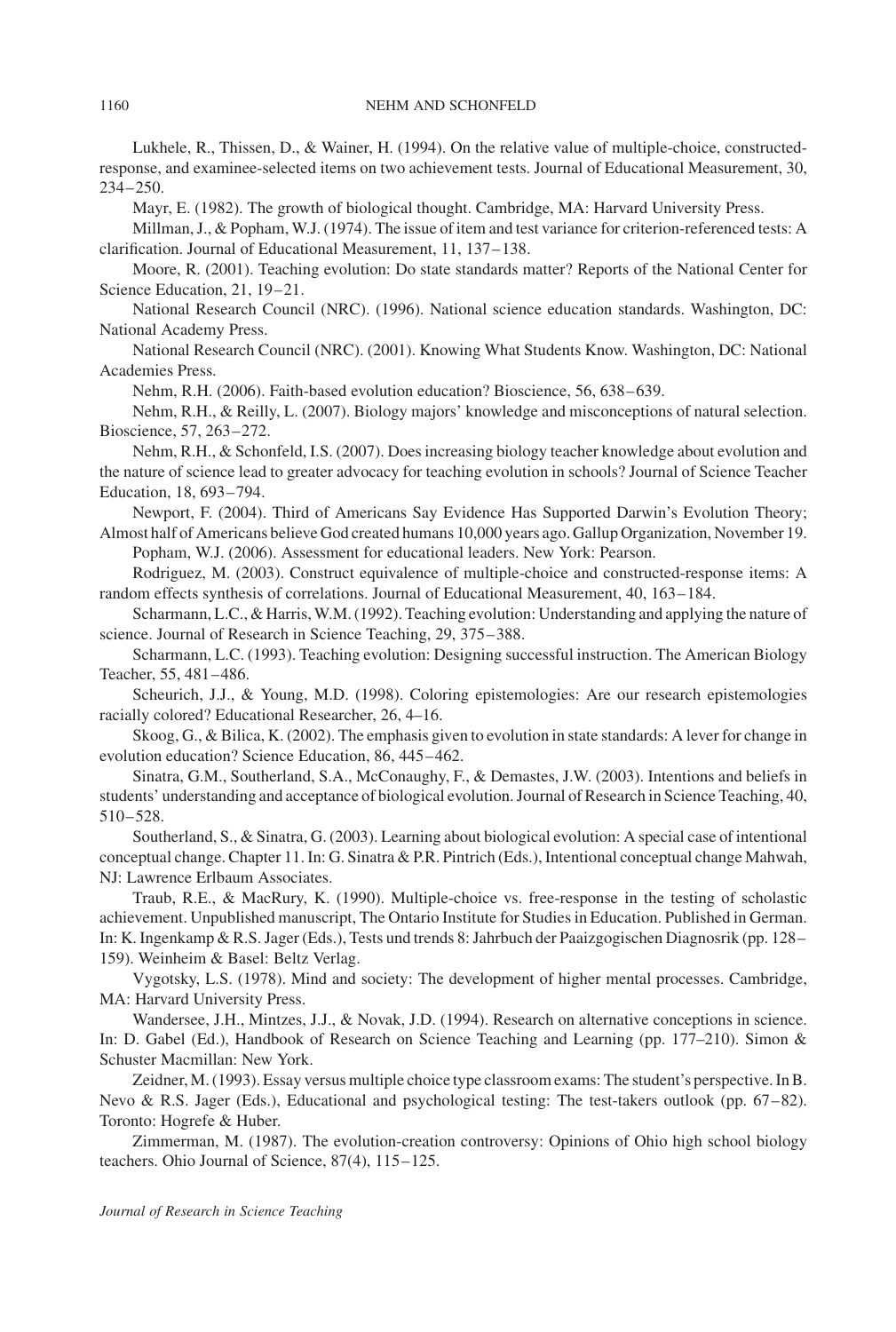Lukhele, R., Thissen, D., & Wainer, H. (1994). On the relative value of multiple-choice, constructed-response, and examinee-selected items on two achievement tests. Journal of Educational Measurement, 30, 234–250.

Mayr, E. (1982). The growth of biological thought. Cambridge, MA: Harvard University Press.

Millman, J., & Popham, W.J. (1974). The issue of item and test variance for criterion-referenced tests: A clarification. Journal of Educational Measurement, 11, 137–138.

Moore, R. (2001). Teaching evolution: Do state standards matter? Reports of the National Center for Science Education, 21, 19–21.

National Research Council (NRC). (1996). National science education standards. Washington, DC: National Academy Press.

National Research Council (NRC). (2001). Knowing What Students Know. Washington, DC: National Academies Press.

Nehm, R.H. (2006). Faith-based evolution education? Bioscience, 56, 638–639.

Nehm, R.H., & Reilly, L. (2007). Biology majors' knowledge and misconceptions of natural selection. Bioscience, 57, 263–272.

Nehm, R.H., & Schonfeld, I.S. (2007). Does increasing biology teacher knowledge about evolution and the nature of science lead to greater advocacy for teaching evolution in schools? Journal of Science Teacher Education, 18, 693–794.

Newport, F. (2004). Third of Americans Say Evidence Has Supported Darwin's Evolution Theory; Almost half of Americans believe God created humans 10,000 years ago. Gallup Organization, November 19.

Popham, W.J. (2006). Assessment for educational leaders. New York: Pearson.

Rodriguez, M. (2003). Construct equivalence of multiple-choice and constructed-response items: A random effects synthesis of correlations. Journal of Educational Measurement, 40, 163–184.

Scharmann, L.C., & Harris, W.M. (1992). Teaching evolution: Understanding and applying the nature of science. Journal of Research in Science Teaching, 29, 375–388.

Scharmann, L.C. (1993). Teaching evolution: Designing successful instruction. The American Biology Teacher, 55, 481–486.

Scheurich, J.J., & Young, M.D. (1998). Coloring epistemologies: Are our research epistemologies racially colored? Educational Researcher, 26, 4–16.

Skoog, G., & Bilica, K. (2002). The emphasis given to evolution in state standards: A lever for change in evolution education? Science Education, 86, 445–462.

Sinatra, G.M., Southerland, S.A., McConaughy, F., & Demastes, J.W. (2003). Intentions and beliefs in students' understanding and acceptance of biological evolution. Journal of Research in Science Teaching, 40, 510–528.

Southerland, S., & Sinatra, G. (2003). Learning about biological evolution: A special case of intentional conceptual change. Chapter 11. In: G. Sinatra & P.R. Pintrich (Eds.), Intentional conceptual change Mahwah, NJ: Lawrence Erlbaum Associates.

Traub, R.E., & MacRury, K. (1990). Multiple-choice vs. free-response in the testing of scholastic achievement. Unpublished manuscript, The Ontario Institute for Studies in Education. Published in German. In: K. Ingenkamp & R.S. Jager (Eds.), Tests und trends 8: Jahrbuch der Paaizgogischen Diagnosrik (pp. 128–159). Weinheim & Basel: Beltz Verlag.

Vygotsky, L.S. (1978). Mind and society: The development of higher mental processes. Cambridge, MA: Harvard University Press.

Wandersee, J.H., Mintzes, J.J., & Novak, J.D. (1994). Research on alternative conceptions in science. In: D. Gabel (Ed.), Handbook of Research on Science Teaching and Learning (pp. 177–210). Simon & Schuster Macmillan: New York.

Zeidner, M. (1993). Essay versus multiple choice type classroom exams: The student's perspective. In B. Nevo & R.S. Jager (Eds.), Educational and psychological testing: The test-takers outlook (pp. 67–82). Toronto: Hogrefe & Huber.

Zimmerman, M. (1987). The evolution-creation controversy: Opinions of Ohio high school biology teachers. Ohio Journal of Science, 87(4), 115–125.